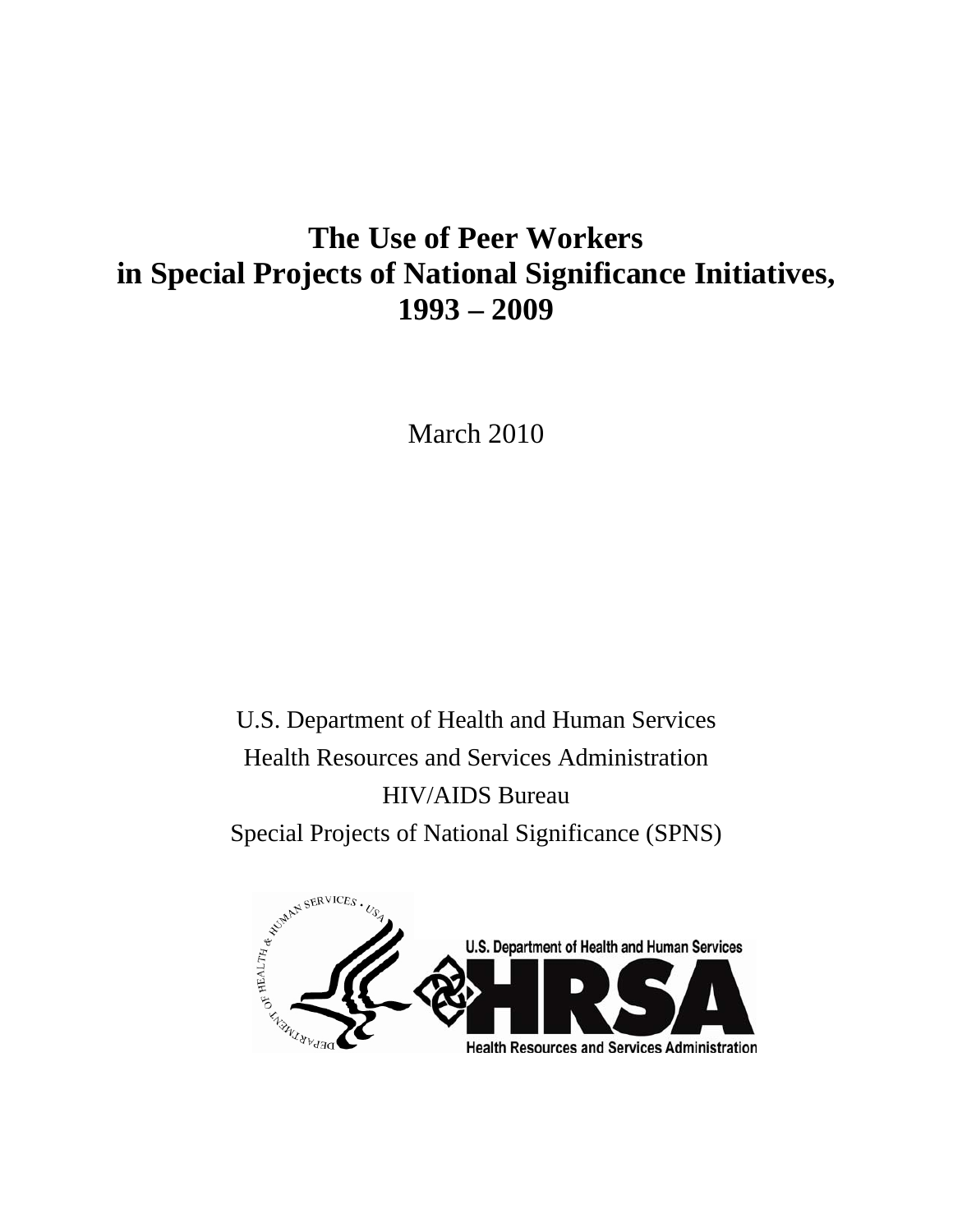# The Use of Peer Workers in Special Projects of National Significance Initiatives, 1993 – 2009

March 2010

U.S. Department of Health and Human Services

Health Resources and Services Administration

HIV/AIDS Bureau

Special Projects of National Significance (SPNS)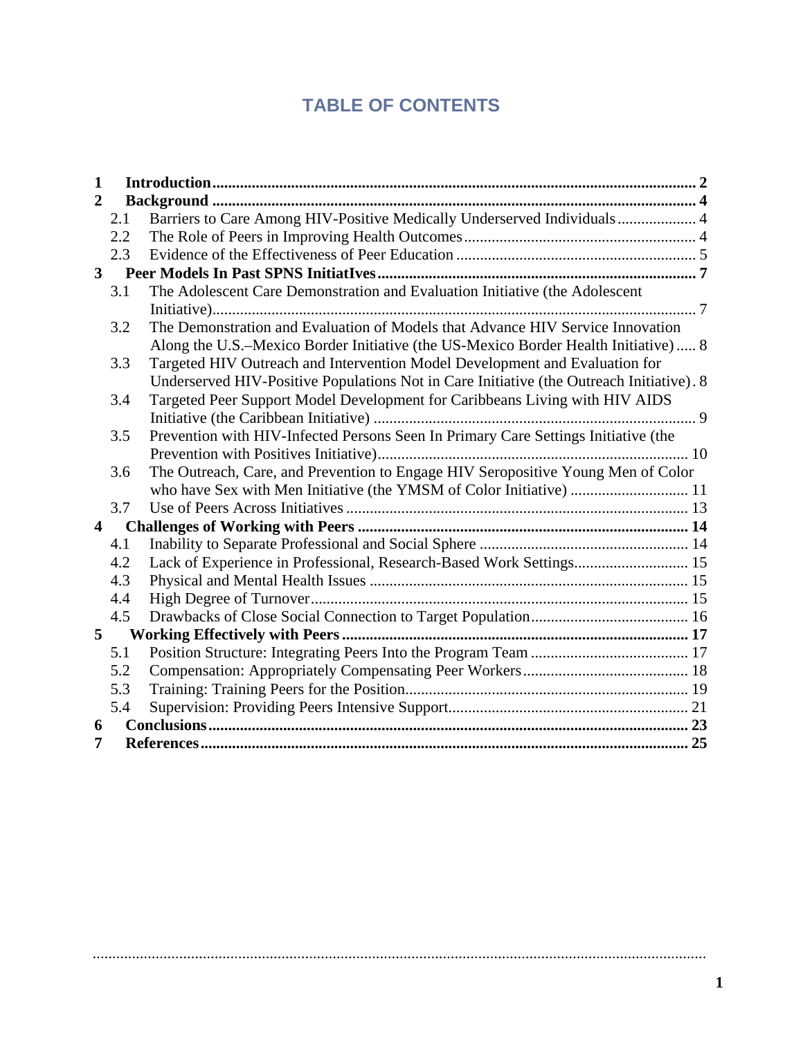# TABLE OF CONTENTS

**1 Introduction** .......... **2**

**2 Background** .......... **4**

- 2.1 Barriers to Care Among HIV-Positive Medically Underserved Individuals .......... 4
- 2.2 The Role of Peers in Improving Health Outcomes .......... 4
- 2.3 Evidence of the Effectiveness of Peer Education .......... 5

**3 Peer Models In Past SPNS InitiatIves** .......... **7**

- 3.1 The Adolescent Care Demonstration and Evaluation Initiative (the Adolescent Initiative) .......... 7
- 3.2 The Demonstration and Evaluation of Models that Advance HIV Service Innovation Along the U.S.–Mexico Border Initiative (the US-Mexico Border Health Initiative) .......... 8
- 3.3 Targeted HIV Outreach and Intervention Model Development and Evaluation for Underserved HIV-Positive Populations Not in Care Initiative (the Outreach Initiative) .......... 8
- 3.4 Targeted Peer Support Model Development for Caribbeans Living with HIV AIDS Initiative (the Caribbean Initiative) .......... 9
- 3.5 Prevention with HIV-Infected Persons Seen In Primary Care Settings Initiative (the Prevention with Positives Initiative) .......... 10
- 3.6 The Outreach, Care, and Prevention to Engage HIV Seropositive Young Men of Color who have Sex with Men Initiative (the YMSM of Color Initiative) .......... 11
- 3.7 Use of Peers Across Initiatives .......... 13

**4 Challenges of Working with Peers** .......... **14**

- 4.1 Inability to Separate Professional and Social Sphere .......... 14
- 4.2 Lack of Experience in Professional, Research-Based Work Settings .......... 15
- 4.3 Physical and Mental Health Issues .......... 15
- 4.4 High Degree of Turnover .......... 15
- 4.5 Drawbacks of Close Social Connection to Target Population .......... 16

**5 Working Effectively with Peers** .......... **17**

- 5.1 Position Structure: Integrating Peers Into the Program Team .......... 17
- 5.2 Compensation: Appropriately Compensating Peer Workers .......... 18
- 5.3 Training: Training Peers for the Position .......... 19
- 5.4 Supervision: Providing Peers Intensive Support .......... 21

**6 Conclusions** .......... **23**

**7 References** .......... **25**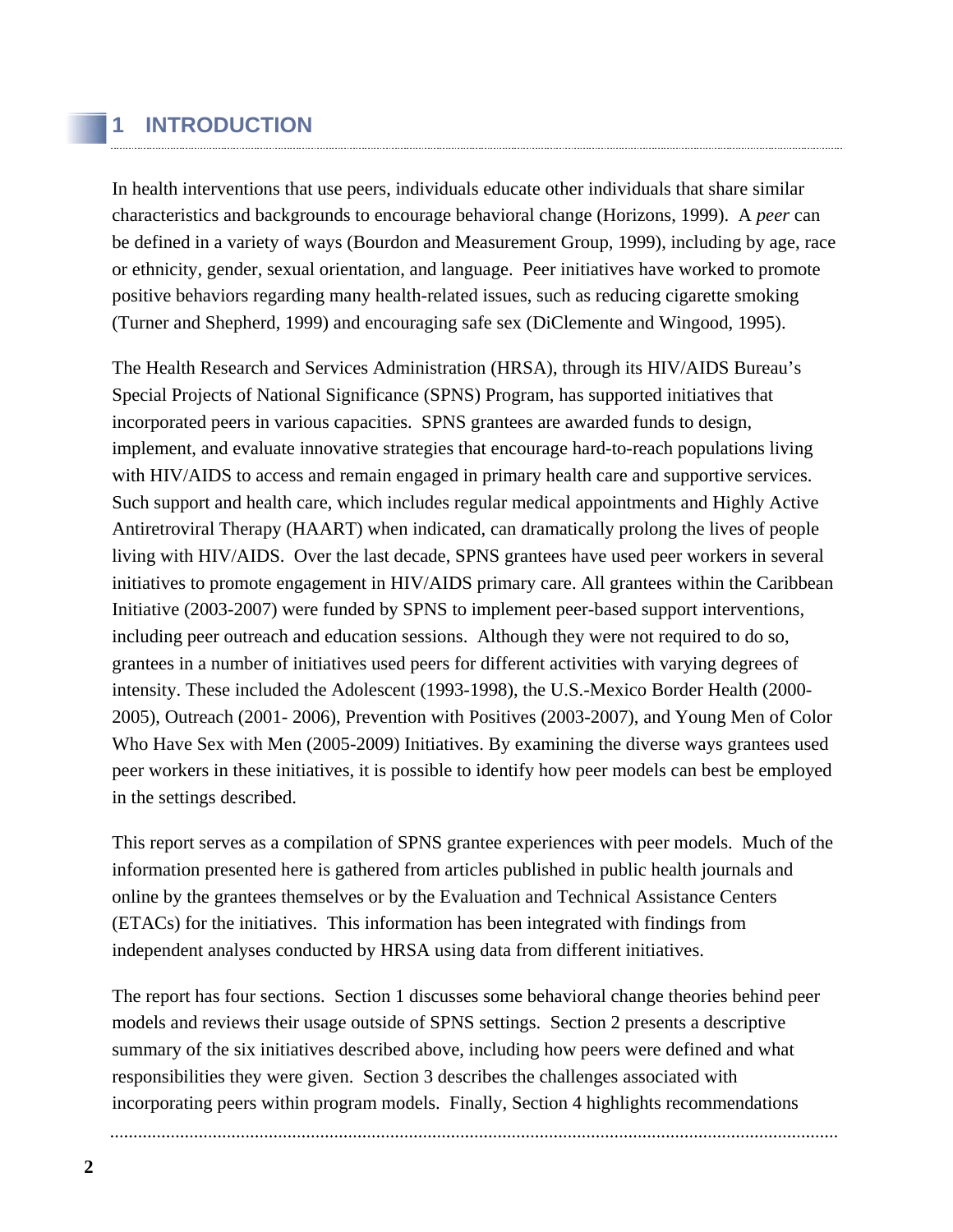# 1 INTRODUCTION

In health interventions that use peers, individuals educate other individuals that share similar characteristics and backgrounds to encourage behavioral change (Horizons, 1999). A *peer* can be defined in a variety of ways (Bourdon and Measurement Group, 1999), including by age, race or ethnicity, gender, sexual orientation, and language. Peer initiatives have worked to promote positive behaviors regarding many health-related issues, such as reducing cigarette smoking (Turner and Shepherd, 1999) and encouraging safe sex (DiClemente and Wingood, 1995).

The Health Research and Services Administration (HRSA), through its HIV/AIDS Bureau's Special Projects of National Significance (SPNS) Program, has supported initiatives that incorporated peers in various capacities. SPNS grantees are awarded funds to design, implement, and evaluate innovative strategies that encourage hard-to-reach populations living with HIV/AIDS to access and remain engaged in primary health care and supportive services. Such support and health care, which includes regular medical appointments and Highly Active Antiretroviral Therapy (HAART) when indicated, can dramatically prolong the lives of people living with HIV/AIDS. Over the last decade, SPNS grantees have used peer workers in several initiatives to promote engagement in HIV/AIDS primary care. All grantees within the Caribbean Initiative (2003-2007) were funded by SPNS to implement peer-based support interventions, including peer outreach and education sessions. Although they were not required to do so, grantees in a number of initiatives used peers for different activities with varying degrees of intensity. These included the Adolescent (1993-1998), the U.S.-Mexico Border Health (2000-2005), Outreach (2001- 2006), Prevention with Positives (2003-2007), and Young Men of Color Who Have Sex with Men (2005-2009) Initiatives. By examining the diverse ways grantees used peer workers in these initiatives, it is possible to identify how peer models can best be employed in the settings described.

This report serves as a compilation of SPNS grantee experiences with peer models. Much of the information presented here is gathered from articles published in public health journals and online by the grantees themselves or by the Evaluation and Technical Assistance Centers (ETACs) for the initiatives. This information has been integrated with findings from independent analyses conducted by HRSA using data from different initiatives.

The report has four sections. Section 1 discusses some behavioral change theories behind peer models and reviews their usage outside of SPNS settings. Section 2 presents a descriptive summary of the six initiatives described above, including how peers were defined and what responsibilities they were given. Section 3 describes the challenges associated with incorporating peers within program models. Finally, Section 4 highlights recommendations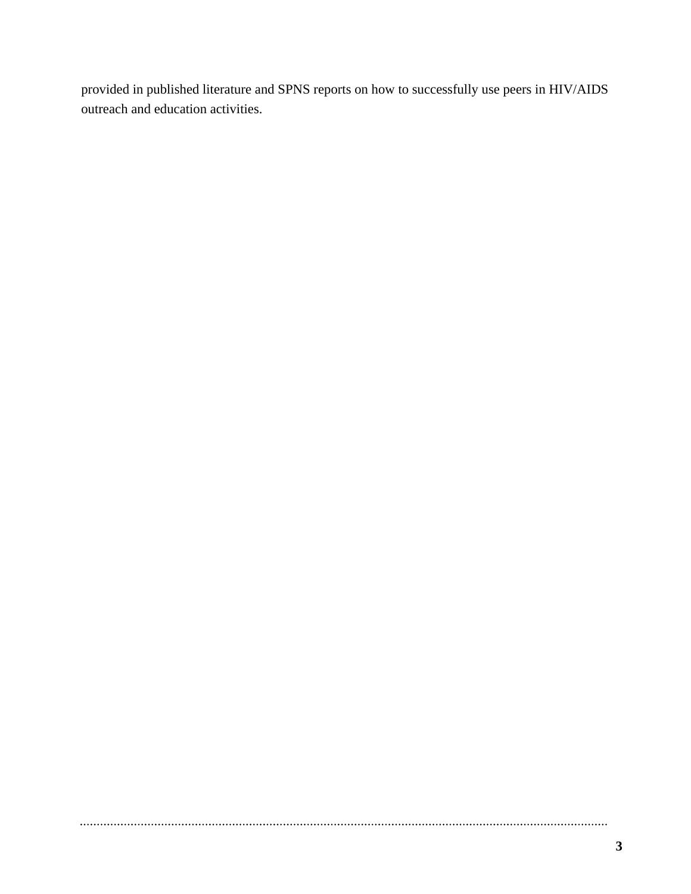provided in published literature and SPNS reports on how to successfully use peers in HIV/AIDS outreach and education activities.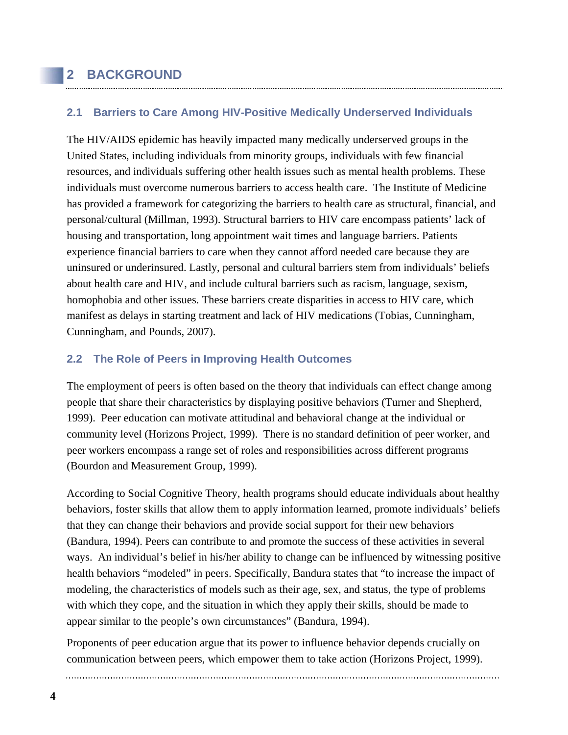## 2 BACKGROUND

### 2.1 Barriers to Care Among HIV-Positive Medically Underserved Individuals

The HIV/AIDS epidemic has heavily impacted many medically underserved groups in the United States, including individuals from minority groups, individuals with few financial resources, and individuals suffering other health issues such as mental health problems. These individuals must overcome numerous barriers to access health care. The Institute of Medicine has provided a framework for categorizing the barriers to health care as structural, financial, and personal/cultural (Millman, 1993). Structural barriers to HIV care encompass patients' lack of housing and transportation, long appointment wait times and language barriers. Patients experience financial barriers to care when they cannot afford needed care because they are uninsured or underinsured. Lastly, personal and cultural barriers stem from individuals' beliefs about health care and HIV, and include cultural barriers such as racism, language, sexism, homophobia and other issues. These barriers create disparities in access to HIV care, which manifest as delays in starting treatment and lack of HIV medications (Tobias, Cunningham, Cunningham, and Pounds, 2007).

### 2.2 The Role of Peers in Improving Health Outcomes

The employment of peers is often based on the theory that individuals can effect change among people that share their characteristics by displaying positive behaviors (Turner and Shepherd, 1999). Peer education can motivate attitudinal and behavioral change at the individual or community level (Horizons Project, 1999). There is no standard definition of peer worker, and peer workers encompass a range set of roles and responsibilities across different programs (Bourdon and Measurement Group, 1999).

According to Social Cognitive Theory, health programs should educate individuals about healthy behaviors, foster skills that allow them to apply information learned, promote individuals' beliefs that they can change their behaviors and provide social support for their new behaviors (Bandura, 1994). Peers can contribute to and promote the success of these activities in several ways. An individual's belief in his/her ability to change can be influenced by witnessing positive health behaviors "modeled" in peers. Specifically, Bandura states that "to increase the impact of modeling, the characteristics of models such as their age, sex, and status, the type of problems with which they cope, and the situation in which they apply their skills, should be made to appear similar to the people's own circumstances" (Bandura, 1994).

Proponents of peer education argue that its power to influence behavior depends crucially on communication between peers, which empower them to take action (Horizons Project, 1999).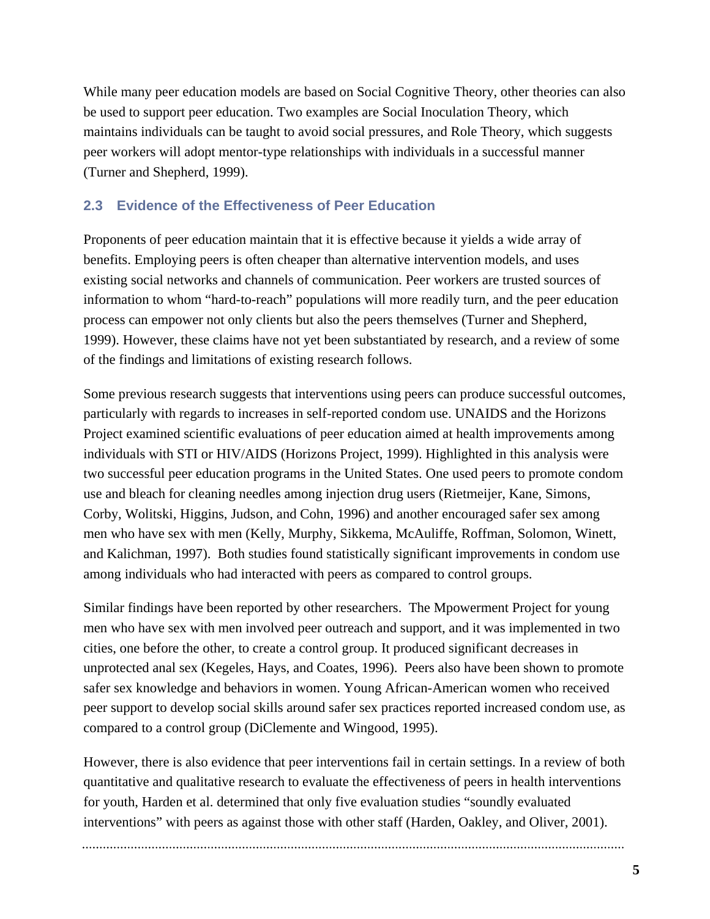While many peer education models are based on Social Cognitive Theory, other theories can also be used to support peer education. Two examples are Social Inoculation Theory, which maintains individuals can be taught to avoid social pressures, and Role Theory, which suggests peer workers will adopt mentor-type relationships with individuals in a successful manner (Turner and Shepherd, 1999).

## 2.3 Evidence of the Effectiveness of Peer Education

Proponents of peer education maintain that it is effective because it yields a wide array of benefits. Employing peers is often cheaper than alternative intervention models, and uses existing social networks and channels of communication. Peer workers are trusted sources of information to whom "hard-to-reach" populations will more readily turn, and the peer education process can empower not only clients but also the peers themselves (Turner and Shepherd, 1999). However, these claims have not yet been substantiated by research, and a review of some of the findings and limitations of existing research follows.

Some previous research suggests that interventions using peers can produce successful outcomes, particularly with regards to increases in self-reported condom use. UNAIDS and the Horizons Project examined scientific evaluations of peer education aimed at health improvements among individuals with STI or HIV/AIDS (Horizons Project, 1999). Highlighted in this analysis were two successful peer education programs in the United States. One used peers to promote condom use and bleach for cleaning needles among injection drug users (Rietmeijer, Kane, Simons, Corby, Wolitski, Higgins, Judson, and Cohn, 1996) and another encouraged safer sex among men who have sex with men (Kelly, Murphy, Sikkema, McAuliffe, Roffman, Solomon, Winett, and Kalichman, 1997). Both studies found statistically significant improvements in condom use among individuals who had interacted with peers as compared to control groups.

Similar findings have been reported by other researchers. The Mpowerment Project for young men who have sex with men involved peer outreach and support, and it was implemented in two cities, one before the other, to create a control group. It produced significant decreases in unprotected anal sex (Kegeles, Hays, and Coates, 1996). Peers also have been shown to promote safer sex knowledge and behaviors in women. Young African-American women who received peer support to develop social skills around safer sex practices reported increased condom use, as compared to a control group (DiClemente and Wingood, 1995).

However, there is also evidence that peer interventions fail in certain settings. In a review of both quantitative and qualitative research to evaluate the effectiveness of peers in health interventions for youth, Harden et al. determined that only five evaluation studies "soundly evaluated interventions" with peers as against those with other staff (Harden, Oakley, and Oliver, 2001).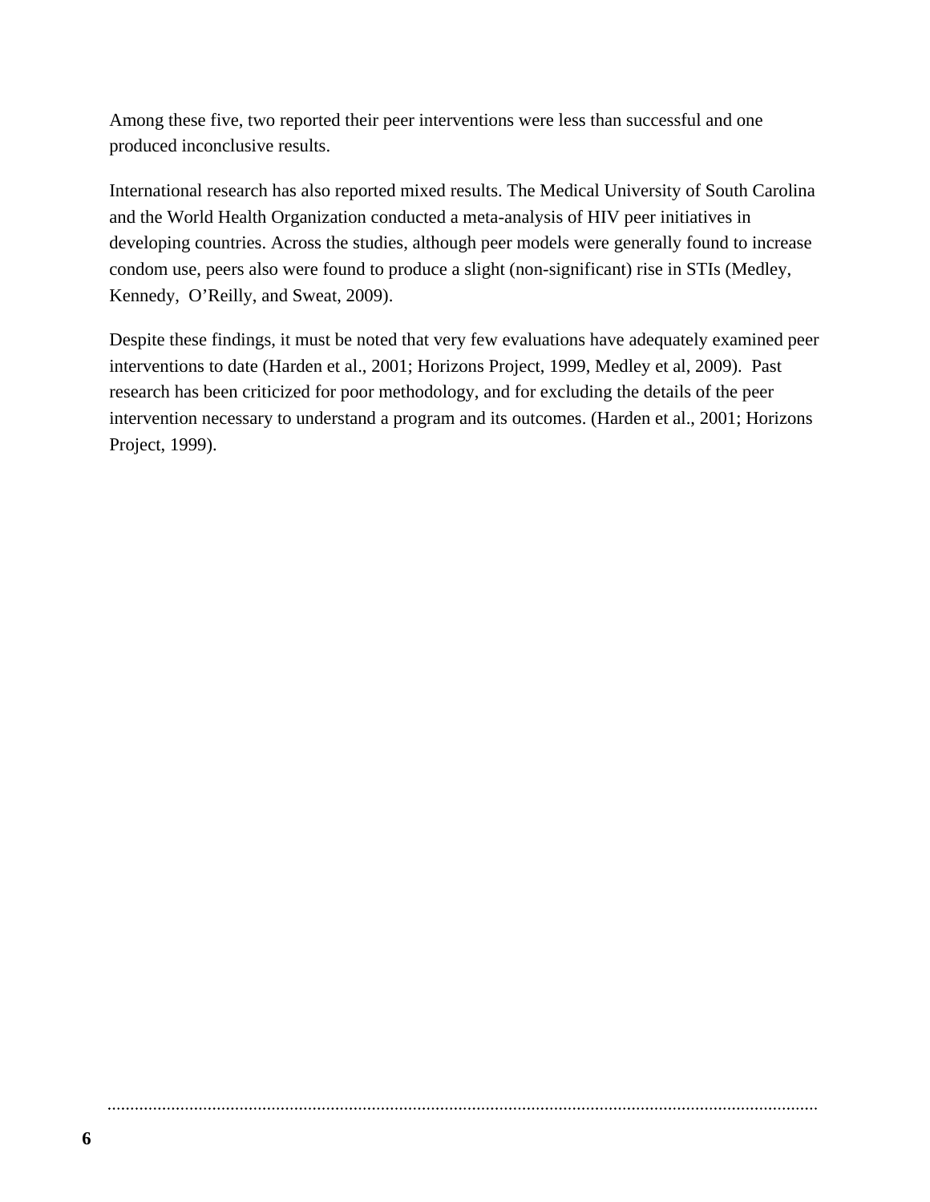Among these five, two reported their peer interventions were less than successful and one produced inconclusive results.

International research has also reported mixed results. The Medical University of South Carolina and the World Health Organization conducted a meta-analysis of HIV peer initiatives in developing countries. Across the studies, although peer models were generally found to increase condom use, peers also were found to produce a slight (non-significant) rise in STIs (Medley, Kennedy, O'Reilly, and Sweat, 2009).

Despite these findings, it must be noted that very few evaluations have adequately examined peer interventions to date (Harden et al., 2001; Horizons Project, 1999, Medley et al, 2009). Past research has been criticized for poor methodology, and for excluding the details of the peer intervention necessary to understand a program and its outcomes. (Harden et al., 2001; Horizons Project, 1999).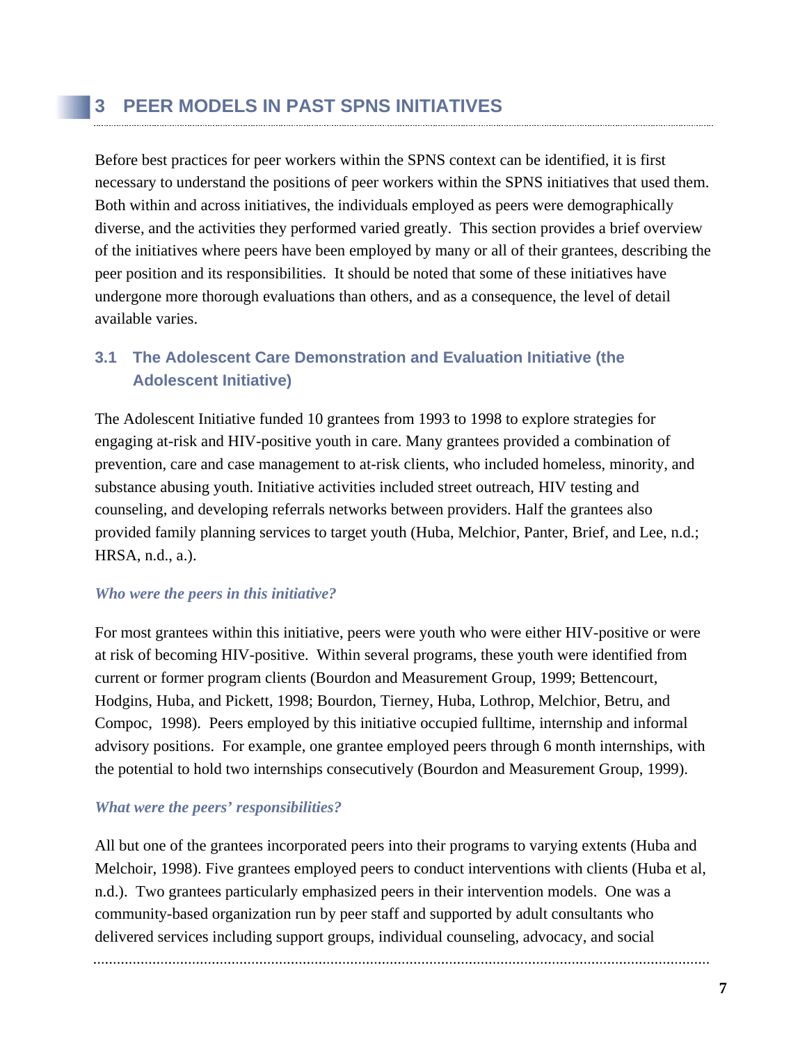# 3 PEER MODELS IN PAST SPNS INITIATIVES

Before best practices for peer workers within the SPNS context can be identified, it is first necessary to understand the positions of peer workers within the SPNS initiatives that used them. Both within and across initiatives, the individuals employed as peers were demographically diverse, and the activities they performed varied greatly. This section provides a brief overview of the initiatives where peers have been employed by many or all of their grantees, describing the peer position and its responsibilities. It should be noted that some of these initiatives have undergone more thorough evaluations than others, and as a consequence, the level of detail available varies.

## 3.1 The Adolescent Care Demonstration and Evaluation Initiative (the Adolescent Initiative)

The Adolescent Initiative funded 10 grantees from 1993 to 1998 to explore strategies for engaging at-risk and HIV-positive youth in care. Many grantees provided a combination of prevention, care and case management to at-risk clients, who included homeless, minority, and substance abusing youth. Initiative activities included street outreach, HIV testing and counseling, and developing referrals networks between providers. Half the grantees also provided family planning services to target youth (Huba, Melchior, Panter, Brief, and Lee, n.d.; HRSA, n.d., a.).

### *Who were the peers in this initiative?*

For most grantees within this initiative, peers were youth who were either HIV-positive or were at risk of becoming HIV-positive. Within several programs, these youth were identified from current or former program clients (Bourdon and Measurement Group, 1999; Bettencourt, Hodgins, Huba, and Pickett, 1998; Bourdon, Tierney, Huba, Lothrop, Melchior, Betru, and Compoc, 1998). Peers employed by this initiative occupied fulltime, internship and informal advisory positions. For example, one grantee employed peers through 6 month internships, with the potential to hold two internships consecutively (Bourdon and Measurement Group, 1999).

### *What were the peers' responsibilities?*

All but one of the grantees incorporated peers into their programs to varying extents (Huba and Melchoir, 1998). Five grantees employed peers to conduct interventions with clients (Huba et al, n.d.). Two grantees particularly emphasized peers in their intervention models. One was a community-based organization run by peer staff and supported by adult consultants who delivered services including support groups, individual counseling, advocacy, and social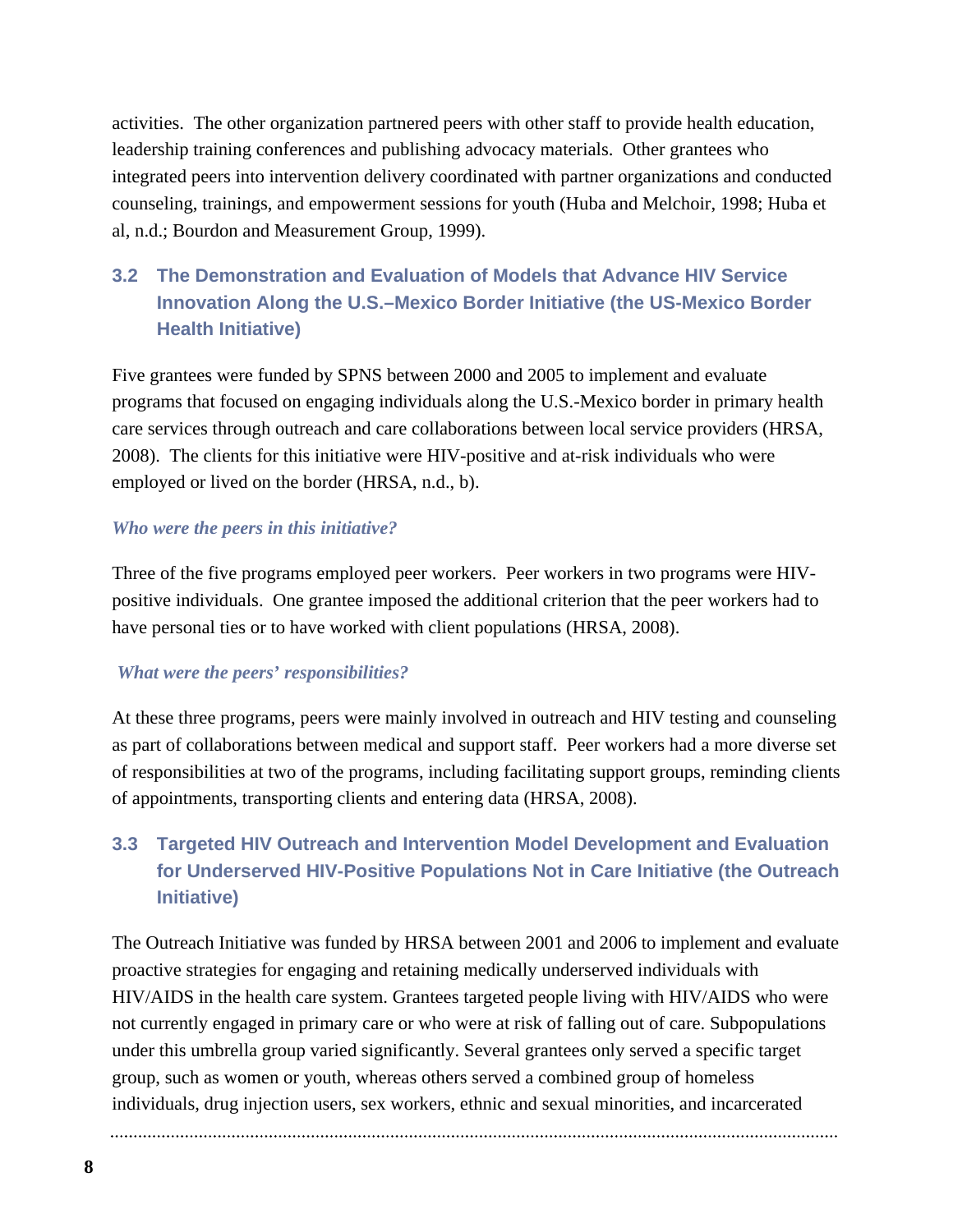activities. The other organization partnered peers with other staff to provide health education, leadership training conferences and publishing advocacy materials. Other grantees who integrated peers into intervention delivery coordinated with partner organizations and conducted counseling, trainings, and empowerment sessions for youth (Huba and Melchoir, 1998; Huba et al, n.d.; Bourdon and Measurement Group, 1999).

## 3.2 The Demonstration and Evaluation of Models that Advance HIV Service Innovation Along the U.S.–Mexico Border Initiative (the US-Mexico Border Health Initiative)

Five grantees were funded by SPNS between 2000 and 2005 to implement and evaluate programs that focused on engaging individuals along the U.S.-Mexico border in primary health care services through outreach and care collaborations between local service providers (HRSA, 2008). The clients for this initiative were HIV-positive and at-risk individuals who were employed or lived on the border (HRSA, n.d., b).

### *Who were the peers in this initiative?*

Three of the five programs employed peer workers. Peer workers in two programs were HIV-positive individuals. One grantee imposed the additional criterion that the peer workers had to have personal ties or to have worked with client populations (HRSA, 2008).

### *What were the peers' responsibilities?*

At these three programs, peers were mainly involved in outreach and HIV testing and counseling as part of collaborations between medical and support staff. Peer workers had a more diverse set of responsibilities at two of the programs, including facilitating support groups, reminding clients of appointments, transporting clients and entering data (HRSA, 2008).

## 3.3 Targeted HIV Outreach and Intervention Model Development and Evaluation for Underserved HIV-Positive Populations Not in Care Initiative (the Outreach Initiative)

The Outreach Initiative was funded by HRSA between 2001 and 2006 to implement and evaluate proactive strategies for engaging and retaining medically underserved individuals with HIV/AIDS in the health care system. Grantees targeted people living with HIV/AIDS who were not currently engaged in primary care or who were at risk of falling out of care. Subpopulations under this umbrella group varied significantly. Several grantees only served a specific target group, such as women or youth, whereas others served a combined group of homeless individuals, drug injection users, sex workers, ethnic and sexual minorities, and incarcerated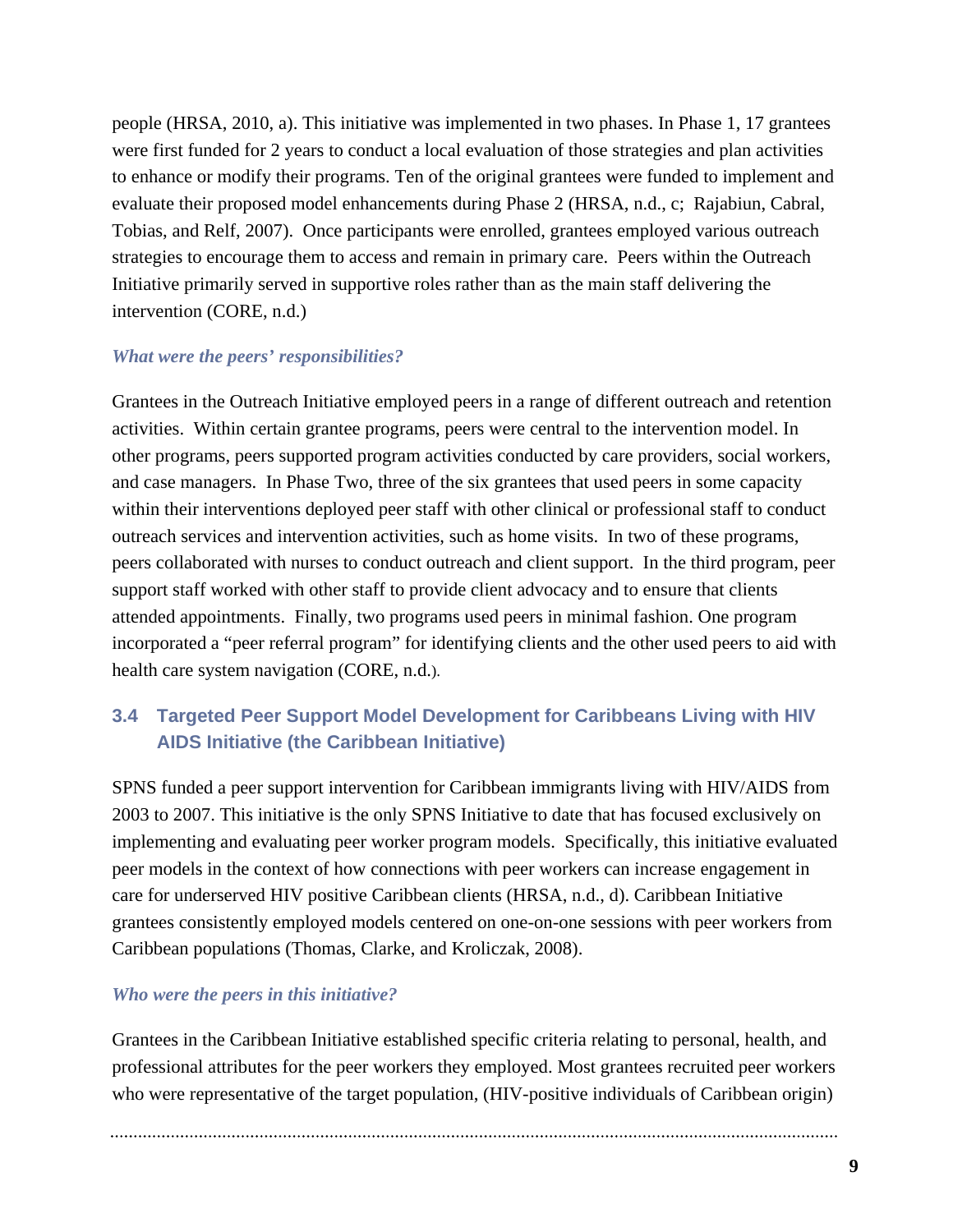people (HRSA, 2010, a). This initiative was implemented in two phases. In Phase 1, 17 grantees were first funded for 2 years to conduct a local evaluation of those strategies and plan activities to enhance or modify their programs. Ten of the original grantees were funded to implement and evaluate their proposed model enhancements during Phase 2 (HRSA, n.d., c; Rajabiun, Cabral, Tobias, and Relf, 2007). Once participants were enrolled, grantees employed various outreach strategies to encourage them to access and remain in primary care. Peers within the Outreach Initiative primarily served in supportive roles rather than as the main staff delivering the intervention (CORE, n.d.)

*What were the peers' responsibilities?*

Grantees in the Outreach Initiative employed peers in a range of different outreach and retention activities. Within certain grantee programs, peers were central to the intervention model. In other programs, peers supported program activities conducted by care providers, social workers, and case managers. In Phase Two, three of the six grantees that used peers in some capacity within their interventions deployed peer staff with other clinical or professional staff to conduct outreach services and intervention activities, such as home visits. In two of these programs, peers collaborated with nurses to conduct outreach and client support. In the third program, peer support staff worked with other staff to provide client advocacy and to ensure that clients attended appointments. Finally, two programs used peers in minimal fashion. One program incorporated a "peer referral program" for identifying clients and the other used peers to aid with health care system navigation (CORE, n.d.).

### 3.4 Targeted Peer Support Model Development for Caribbeans Living with HIV AIDS Initiative (the Caribbean Initiative)

SPNS funded a peer support intervention for Caribbean immigrants living with HIV/AIDS from 2003 to 2007. This initiative is the only SPNS Initiative to date that has focused exclusively on implementing and evaluating peer worker program models. Specifically, this initiative evaluated peer models in the context of how connections with peer workers can increase engagement in care for underserved HIV positive Caribbean clients (HRSA, n.d., d). Caribbean Initiative grantees consistently employed models centered on one-on-one sessions with peer workers from Caribbean populations (Thomas, Clarke, and Kroliczak, 2008).

*Who were the peers in this initiative?*

Grantees in the Caribbean Initiative established specific criteria relating to personal, health, and professional attributes for the peer workers they employed. Most grantees recruited peer workers who were representative of the target population, (HIV-positive individuals of Caribbean origin)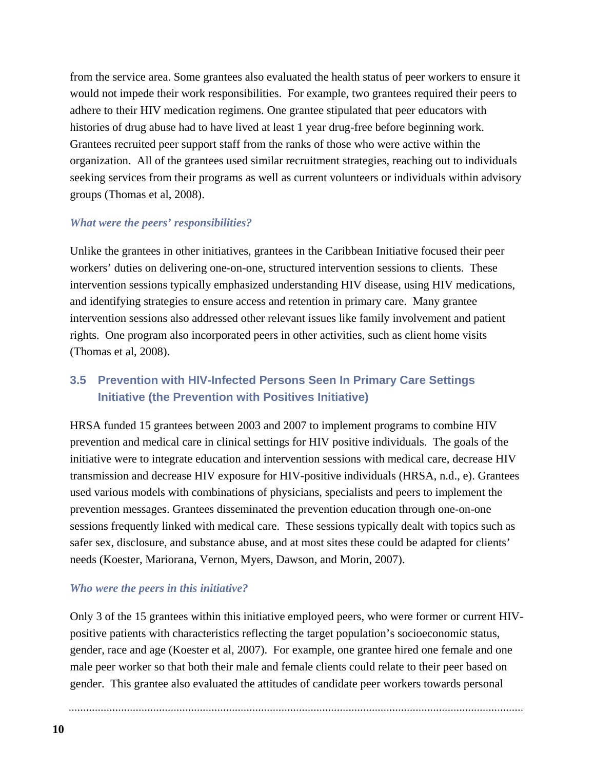from the service area. Some grantees also evaluated the health status of peer workers to ensure it would not impede their work responsibilities. For example, two grantees required their peers to adhere to their HIV medication regimens. One grantee stipulated that peer educators with histories of drug abuse had to have lived at least 1 year drug-free before beginning work. Grantees recruited peer support staff from the ranks of those who were active within the organization. All of the grantees used similar recruitment strategies, reaching out to individuals seeking services from their programs as well as current volunteers or individuals within advisory groups (Thomas et al, 2008).

*What were the peers' responsibilities?*

Unlike the grantees in other initiatives, grantees in the Caribbean Initiative focused their peer workers' duties on delivering one-on-one, structured intervention sessions to clients. These intervention sessions typically emphasized understanding HIV disease, using HIV medications, and identifying strategies to ensure access and retention in primary care. Many grantee intervention sessions also addressed other relevant issues like family involvement and patient rights. One program also incorporated peers in other activities, such as client home visits (Thomas et al, 2008).

## 3.5 Prevention with HIV-Infected Persons Seen In Primary Care Settings Initiative (the Prevention with Positives Initiative)

HRSA funded 15 grantees between 2003 and 2007 to implement programs to combine HIV prevention and medical care in clinical settings for HIV positive individuals. The goals of the initiative were to integrate education and intervention sessions with medical care, decrease HIV transmission and decrease HIV exposure for HIV-positive individuals (HRSA, n.d., e). Grantees used various models with combinations of physicians, specialists and peers to implement the prevention messages. Grantees disseminated the prevention education through one-on-one sessions frequently linked with medical care. These sessions typically dealt with topics such as safer sex, disclosure, and substance abuse, and at most sites these could be adapted for clients' needs (Koester, Mariorana, Vernon, Myers, Dawson, and Morin, 2007).

*Who were the peers in this initiative?*

Only 3 of the 15 grantees within this initiative employed peers, who were former or current HIV-positive patients with characteristics reflecting the target population's socioeconomic status, gender, race and age (Koester et al, 2007). For example, one grantee hired one female and one male peer worker so that both their male and female clients could relate to their peer based on gender. This grantee also evaluated the attitudes of candidate peer workers towards personal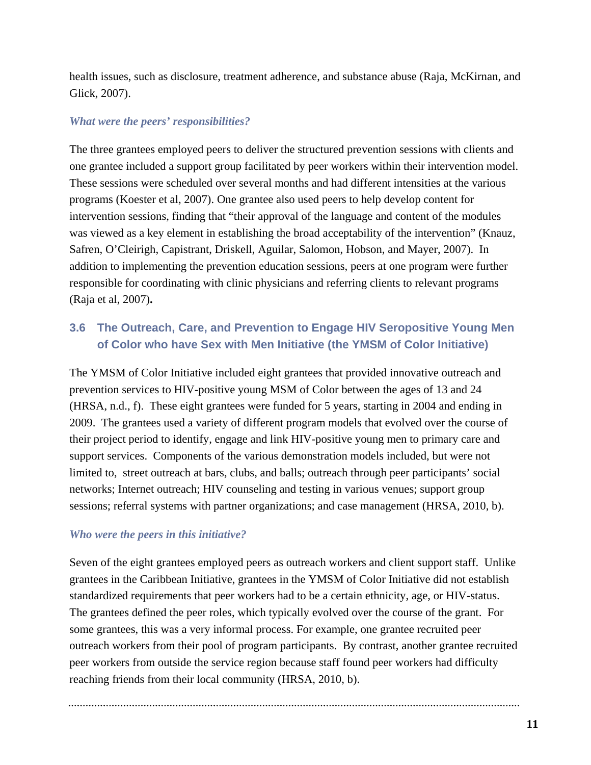health issues, such as disclosure, treatment adherence, and substance abuse (Raja, McKirnan, and Glick, 2007).

### *What were the peers' responsibilities?*

The three grantees employed peers to deliver the structured prevention sessions with clients and one grantee included a support group facilitated by peer workers within their intervention model. These sessions were scheduled over several months and had different intensities at the various programs (Koester et al, 2007). One grantee also used peers to help develop content for intervention sessions, finding that "their approval of the language and content of the modules was viewed as a key element in establishing the broad acceptability of the intervention" (Knauz, Safren, O'Cleirigh, Capistrant, Driskell, Aguilar, Salomon, Hobson, and Mayer, 2007). In addition to implementing the prevention education sessions, peers at one program were further responsible for coordinating with clinic physicians and referring clients to relevant programs (Raja et al, 2007)**.**

## 3.6 The Outreach, Care, and Prevention to Engage HIV Seropositive Young Men of Color who have Sex with Men Initiative (the YMSM of Color Initiative)

The YMSM of Color Initiative included eight grantees that provided innovative outreach and prevention services to HIV-positive young MSM of Color between the ages of 13 and 24 (HRSA, n.d., f). These eight grantees were funded for 5 years, starting in 2004 and ending in 2009. The grantees used a variety of different program models that evolved over the course of their project period to identify, engage and link HIV-positive young men to primary care and support services. Components of the various demonstration models included, but were not limited to, street outreach at bars, clubs, and balls; outreach through peer participants' social networks; Internet outreach; HIV counseling and testing in various venues; support group sessions; referral systems with partner organizations; and case management (HRSA, 2010, b).

### *Who were the peers in this initiative?*

Seven of the eight grantees employed peers as outreach workers and client support staff. Unlike grantees in the Caribbean Initiative, grantees in the YMSM of Color Initiative did not establish standardized requirements that peer workers had to be a certain ethnicity, age, or HIV-status. The grantees defined the peer roles, which typically evolved over the course of the grant. For some grantees, this was a very informal process. For example, one grantee recruited peer outreach workers from their pool of program participants. By contrast, another grantee recruited peer workers from outside the service region because staff found peer workers had difficulty reaching friends from their local community (HRSA, 2010, b).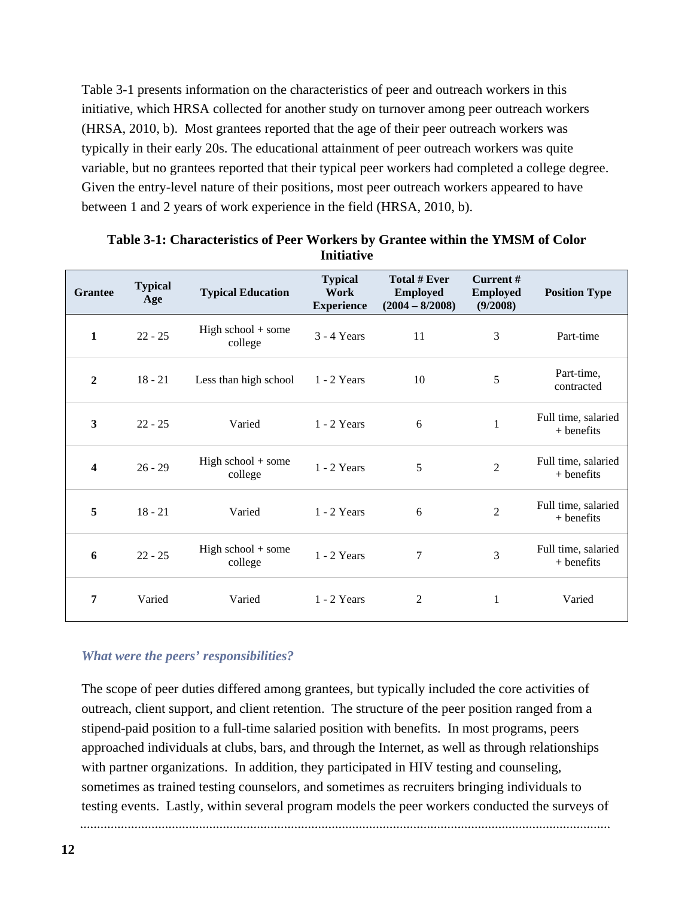Table 3-1 presents information on the characteristics of peer and outreach workers in this initiative, which HRSA collected for another study on turnover among peer outreach workers (HRSA, 2010, b). Most grantees reported that the age of their peer outreach workers was typically in their early 20s. The educational attainment of peer outreach workers was quite variable, but no grantees reported that their typical peer workers had completed a college degree. Given the entry-level nature of their positions, most peer outreach workers appeared to have between 1 and 2 years of work experience in the field (HRSA, 2010, b).

**Table 3-1: Characteristics of Peer Workers by Grantee within the YMSM of Color Initiative**

| Grantee | Typical Age | Typical Education | Typical Work Experience | Total # Ever Employed (2004 – 8/2008) | Current # Employed (9/2008) | Position Type |
|---|---|---|---|---|---|---|
| **1** | 22 - 25 | High school + some college | 3 - 4 Years | 11 | 3 | Part-time |
| **2** | 18 - 21 | Less than high school | 1 - 2 Years | 10 | 5 | Part-time, contracted |
| **3** | 22 - 25 | Varied | 1 - 2 Years | 6 | 1 | Full time, salaried + benefits |
| **4** | 26 - 29 | High school + some college | 1 - 2 Years | 5 | 2 | Full time, salaried + benefits |
| **5** | 18 - 21 | Varied | 1 - 2 Years | 6 | 2 | Full time, salaried + benefits |
| **6** | 22 - 25 | High school + some college | 1 - 2 Years | 7 | 3 | Full time, salaried + benefits |
| **7** | Varied | Varied | 1 - 2 Years | 2 | 1 | Varied |

### *What were the peers' responsibilities?*

The scope of peer duties differed among grantees, but typically included the core activities of outreach, client support, and client retention. The structure of the peer position ranged from a stipend-paid position to a full-time salaried position with benefits. In most programs, peers approached individuals at clubs, bars, and through the Internet, as well as through relationships with partner organizations. In addition, they participated in HIV testing and counseling, sometimes as trained testing counselors, and sometimes as recruiters bringing individuals to testing events. Lastly, within several program models the peer workers conducted the surveys of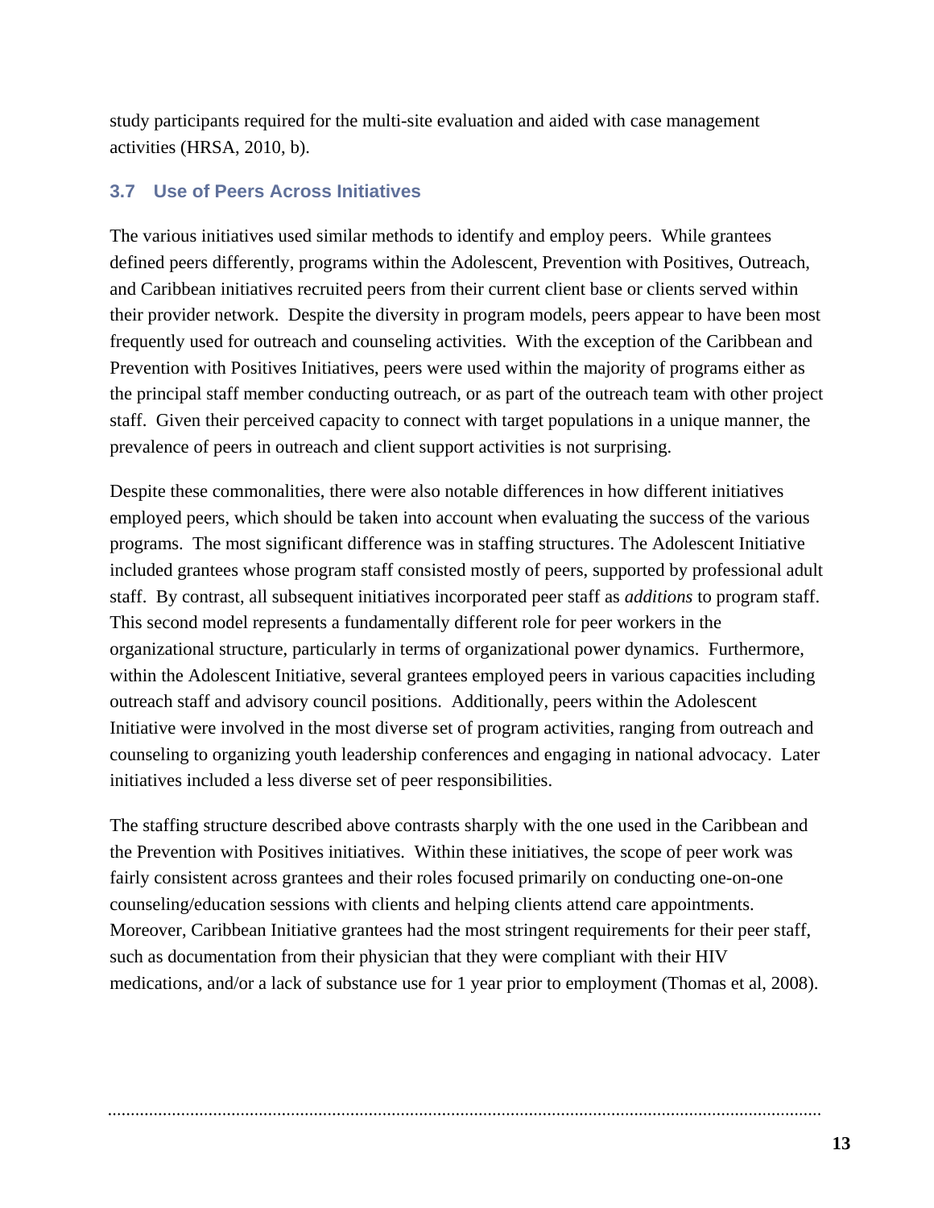study participants required for the multi-site evaluation and aided with case management activities (HRSA, 2010, b).

### 3.7 Use of Peers Across Initiatives

The various initiatives used similar methods to identify and employ peers. While grantees defined peers differently, programs within the Adolescent, Prevention with Positives, Outreach, and Caribbean initiatives recruited peers from their current client base or clients served within their provider network. Despite the diversity in program models, peers appear to have been most frequently used for outreach and counseling activities. With the exception of the Caribbean and Prevention with Positives Initiatives, peers were used within the majority of programs either as the principal staff member conducting outreach, or as part of the outreach team with other project staff. Given their perceived capacity to connect with target populations in a unique manner, the prevalence of peers in outreach and client support activities is not surprising.

Despite these commonalities, there were also notable differences in how different initiatives employed peers, which should be taken into account when evaluating the success of the various programs. The most significant difference was in staffing structures. The Adolescent Initiative included grantees whose program staff consisted mostly of peers, supported by professional adult staff. By contrast, all subsequent initiatives incorporated peer staff as *additions* to program staff. This second model represents a fundamentally different role for peer workers in the organizational structure, particularly in terms of organizational power dynamics. Furthermore, within the Adolescent Initiative, several grantees employed peers in various capacities including outreach staff and advisory council positions. Additionally, peers within the Adolescent Initiative were involved in the most diverse set of program activities, ranging from outreach and counseling to organizing youth leadership conferences and engaging in national advocacy. Later initiatives included a less diverse set of peer responsibilities.

The staffing structure described above contrasts sharply with the one used in the Caribbean and the Prevention with Positives initiatives. Within these initiatives, the scope of peer work was fairly consistent across grantees and their roles focused primarily on conducting one-on-one counseling/education sessions with clients and helping clients attend care appointments. Moreover, Caribbean Initiative grantees had the most stringent requirements for their peer staff, such as documentation from their physician that they were compliant with their HIV medications, and/or a lack of substance use for 1 year prior to employment (Thomas et al, 2008).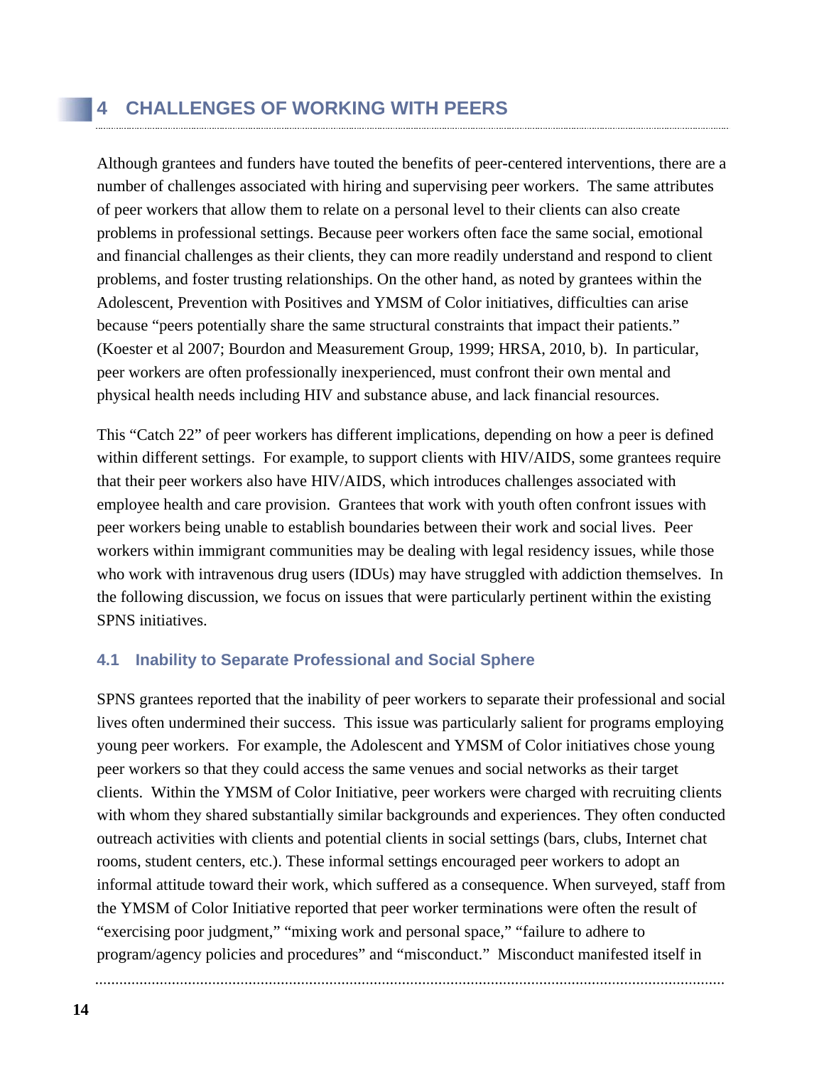# 4 CHALLENGES OF WORKING WITH PEERS

Although grantees and funders have touted the benefits of peer-centered interventions, there are a number of challenges associated with hiring and supervising peer workers. The same attributes of peer workers that allow them to relate on a personal level to their clients can also create problems in professional settings. Because peer workers often face the same social, emotional and financial challenges as their clients, they can more readily understand and respond to client problems, and foster trusting relationships. On the other hand, as noted by grantees within the Adolescent, Prevention with Positives and YMSM of Color initiatives, difficulties can arise because "peers potentially share the same structural constraints that impact their patients." (Koester et al 2007; Bourdon and Measurement Group, 1999; HRSA, 2010, b). In particular, peer workers are often professionally inexperienced, must confront their own mental and physical health needs including HIV and substance abuse, and lack financial resources.

This "Catch 22" of peer workers has different implications, depending on how a peer is defined within different settings. For example, to support clients with HIV/AIDS, some grantees require that their peer workers also have HIV/AIDS, which introduces challenges associated with employee health and care provision. Grantees that work with youth often confront issues with peer workers being unable to establish boundaries between their work and social lives. Peer workers within immigrant communities may be dealing with legal residency issues, while those who work with intravenous drug users (IDUs) may have struggled with addiction themselves. In the following discussion, we focus on issues that were particularly pertinent within the existing SPNS initiatives.

## 4.1 Inability to Separate Professional and Social Sphere

SPNS grantees reported that the inability of peer workers to separate their professional and social lives often undermined their success. This issue was particularly salient for programs employing young peer workers. For example, the Adolescent and YMSM of Color initiatives chose young peer workers so that they could access the same venues and social networks as their target clients. Within the YMSM of Color Initiative, peer workers were charged with recruiting clients with whom they shared substantially similar backgrounds and experiences. They often conducted outreach activities with clients and potential clients in social settings (bars, clubs, Internet chat rooms, student centers, etc.). These informal settings encouraged peer workers to adopt an informal attitude toward their work, which suffered as a consequence. When surveyed, staff from the YMSM of Color Initiative reported that peer worker terminations were often the result of "exercising poor judgment," "mixing work and personal space," "failure to adhere to program/agency policies and procedures" and "misconduct." Misconduct manifested itself in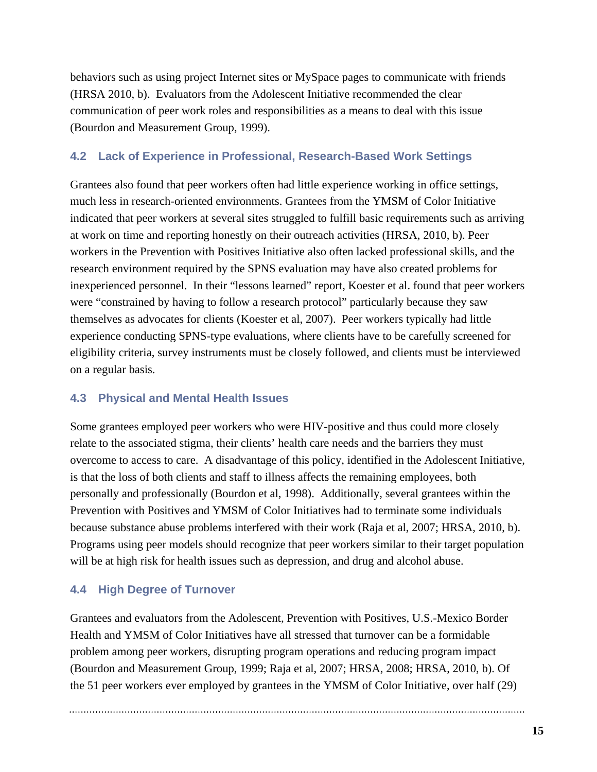behaviors such as using project Internet sites or MySpace pages to communicate with friends (HRSA 2010, b). Evaluators from the Adolescent Initiative recommended the clear communication of peer work roles and responsibilities as a means to deal with this issue (Bourdon and Measurement Group, 1999).

### 4.2 Lack of Experience in Professional, Research-Based Work Settings

Grantees also found that peer workers often had little experience working in office settings, much less in research-oriented environments. Grantees from the YMSM of Color Initiative indicated that peer workers at several sites struggled to fulfill basic requirements such as arriving at work on time and reporting honestly on their outreach activities (HRSA, 2010, b). Peer workers in the Prevention with Positives Initiative also often lacked professional skills, and the research environment required by the SPNS evaluation may have also created problems for inexperienced personnel. In their "lessons learned" report, Koester et al. found that peer workers were "constrained by having to follow a research protocol" particularly because they saw themselves as advocates for clients (Koester et al, 2007). Peer workers typically had little experience conducting SPNS-type evaluations, where clients have to be carefully screened for eligibility criteria, survey instruments must be closely followed, and clients must be interviewed on a regular basis.

### 4.3 Physical and Mental Health Issues

Some grantees employed peer workers who were HIV-positive and thus could more closely relate to the associated stigma, their clients' health care needs and the barriers they must overcome to access to care. A disadvantage of this policy, identified in the Adolescent Initiative, is that the loss of both clients and staff to illness affects the remaining employees, both personally and professionally (Bourdon et al, 1998). Additionally, several grantees within the Prevention with Positives and YMSM of Color Initiatives had to terminate some individuals because substance abuse problems interfered with their work (Raja et al, 2007; HRSA, 2010, b). Programs using peer models should recognize that peer workers similar to their target population will be at high risk for health issues such as depression, and drug and alcohol abuse.

### 4.4 High Degree of Turnover

Grantees and evaluators from the Adolescent, Prevention with Positives, U.S.-Mexico Border Health and YMSM of Color Initiatives have all stressed that turnover can be a formidable problem among peer workers, disrupting program operations and reducing program impact (Bourdon and Measurement Group, 1999; Raja et al, 2007; HRSA, 2008; HRSA, 2010, b). Of the 51 peer workers ever employed by grantees in the YMSM of Color Initiative, over half (29)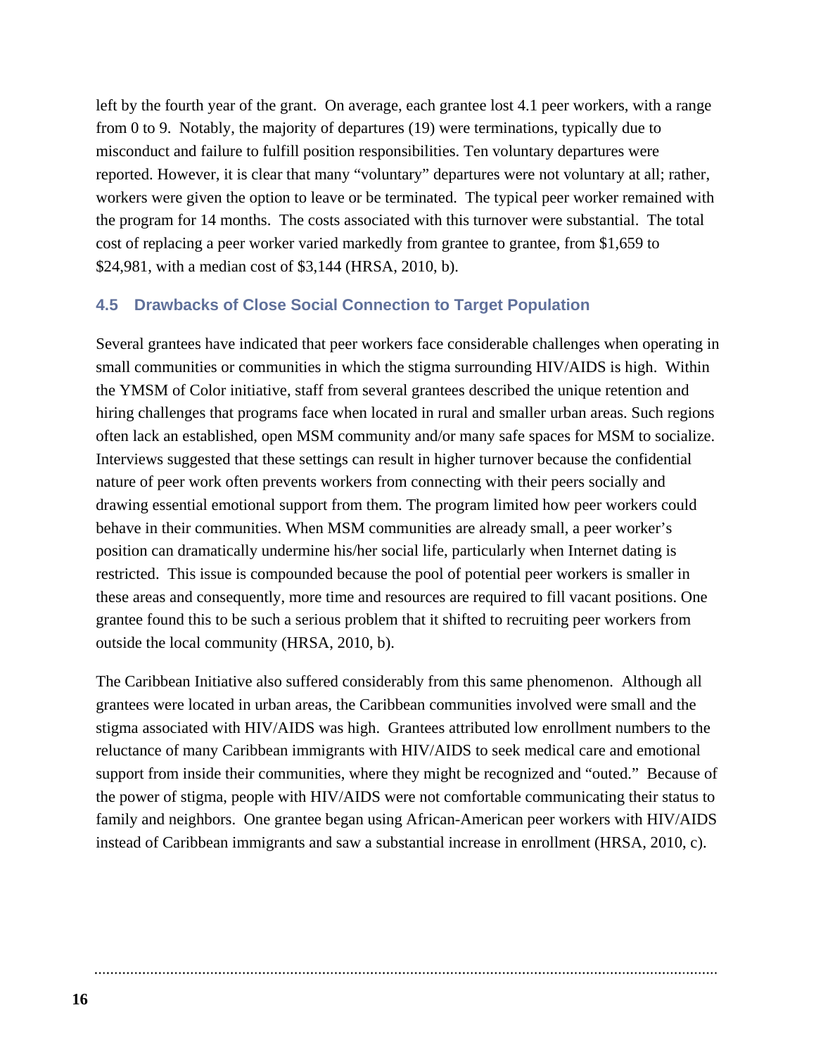left by the fourth year of the grant. On average, each grantee lost 4.1 peer workers, with a range from 0 to 9. Notably, the majority of departures (19) were terminations, typically due to misconduct and failure to fulfill position responsibilities. Ten voluntary departures were reported. However, it is clear that many "voluntary" departures were not voluntary at all; rather, workers were given the option to leave or be terminated. The typical peer worker remained with the program for 14 months. The costs associated with this turnover were substantial. The total cost of replacing a peer worker varied markedly from grantee to grantee, from $1,659 to $24,981, with a median cost of $3,144 (HRSA, 2010, b).

### 4.5 Drawbacks of Close Social Connection to Target Population

Several grantees have indicated that peer workers face considerable challenges when operating in small communities or communities in which the stigma surrounding HIV/AIDS is high. Within the YMSM of Color initiative, staff from several grantees described the unique retention and hiring challenges that programs face when located in rural and smaller urban areas. Such regions often lack an established, open MSM community and/or many safe spaces for MSM to socialize. Interviews suggested that these settings can result in higher turnover because the confidential nature of peer work often prevents workers from connecting with their peers socially and drawing essential emotional support from them. The program limited how peer workers could behave in their communities. When MSM communities are already small, a peer worker's position can dramatically undermine his/her social life, particularly when Internet dating is restricted. This issue is compounded because the pool of potential peer workers is smaller in these areas and consequently, more time and resources are required to fill vacant positions. One grantee found this to be such a serious problem that it shifted to recruiting peer workers from outside the local community (HRSA, 2010, b).

The Caribbean Initiative also suffered considerably from this same phenomenon. Although all grantees were located in urban areas, the Caribbean communities involved were small and the stigma associated with HIV/AIDS was high. Grantees attributed low enrollment numbers to the reluctance of many Caribbean immigrants with HIV/AIDS to seek medical care and emotional support from inside their communities, where they might be recognized and "outed." Because of the power of stigma, people with HIV/AIDS were not comfortable communicating their status to family and neighbors. One grantee began using African-American peer workers with HIV/AIDS instead of Caribbean immigrants and saw a substantial increase in enrollment (HRSA, 2010, c).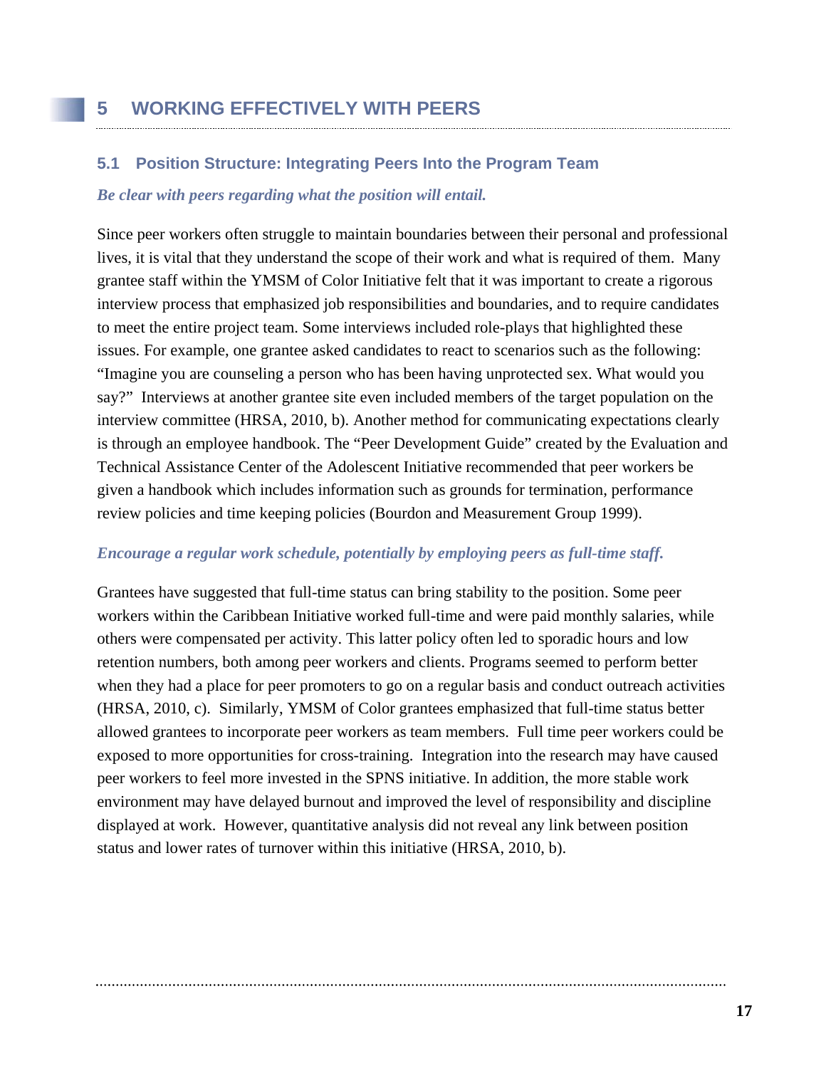# 5 WORKING EFFECTIVELY WITH PEERS

## 5.1 Position Structure: Integrating Peers Into the Program Team

*Be clear with peers regarding what the position will entail.*

Since peer workers often struggle to maintain boundaries between their personal and professional lives, it is vital that they understand the scope of their work and what is required of them. Many grantee staff within the YMSM of Color Initiative felt that it was important to create a rigorous interview process that emphasized job responsibilities and boundaries, and to require candidates to meet the entire project team. Some interviews included role-plays that highlighted these issues. For example, one grantee asked candidates to react to scenarios such as the following: "Imagine you are counseling a person who has been having unprotected sex. What would you say?" Interviews at another grantee site even included members of the target population on the interview committee (HRSA, 2010, b). Another method for communicating expectations clearly is through an employee handbook. The "Peer Development Guide" created by the Evaluation and Technical Assistance Center of the Adolescent Initiative recommended that peer workers be given a handbook which includes information such as grounds for termination, performance review policies and time keeping policies (Bourdon and Measurement Group 1999).

*Encourage a regular work schedule, potentially by employing peers as full-time staff.*

Grantees have suggested that full-time status can bring stability to the position. Some peer workers within the Caribbean Initiative worked full-time and were paid monthly salaries, while others were compensated per activity. This latter policy often led to sporadic hours and low retention numbers, both among peer workers and clients. Programs seemed to perform better when they had a place for peer promoters to go on a regular basis and conduct outreach activities (HRSA, 2010, c). Similarly, YMSM of Color grantees emphasized that full-time status better allowed grantees to incorporate peer workers as team members. Full time peer workers could be exposed to more opportunities for cross-training. Integration into the research may have caused peer workers to feel more invested in the SPNS initiative. In addition, the more stable work environment may have delayed burnout and improved the level of responsibility and discipline displayed at work. However, quantitative analysis did not reveal any link between position status and lower rates of turnover within this initiative (HRSA, 2010, b).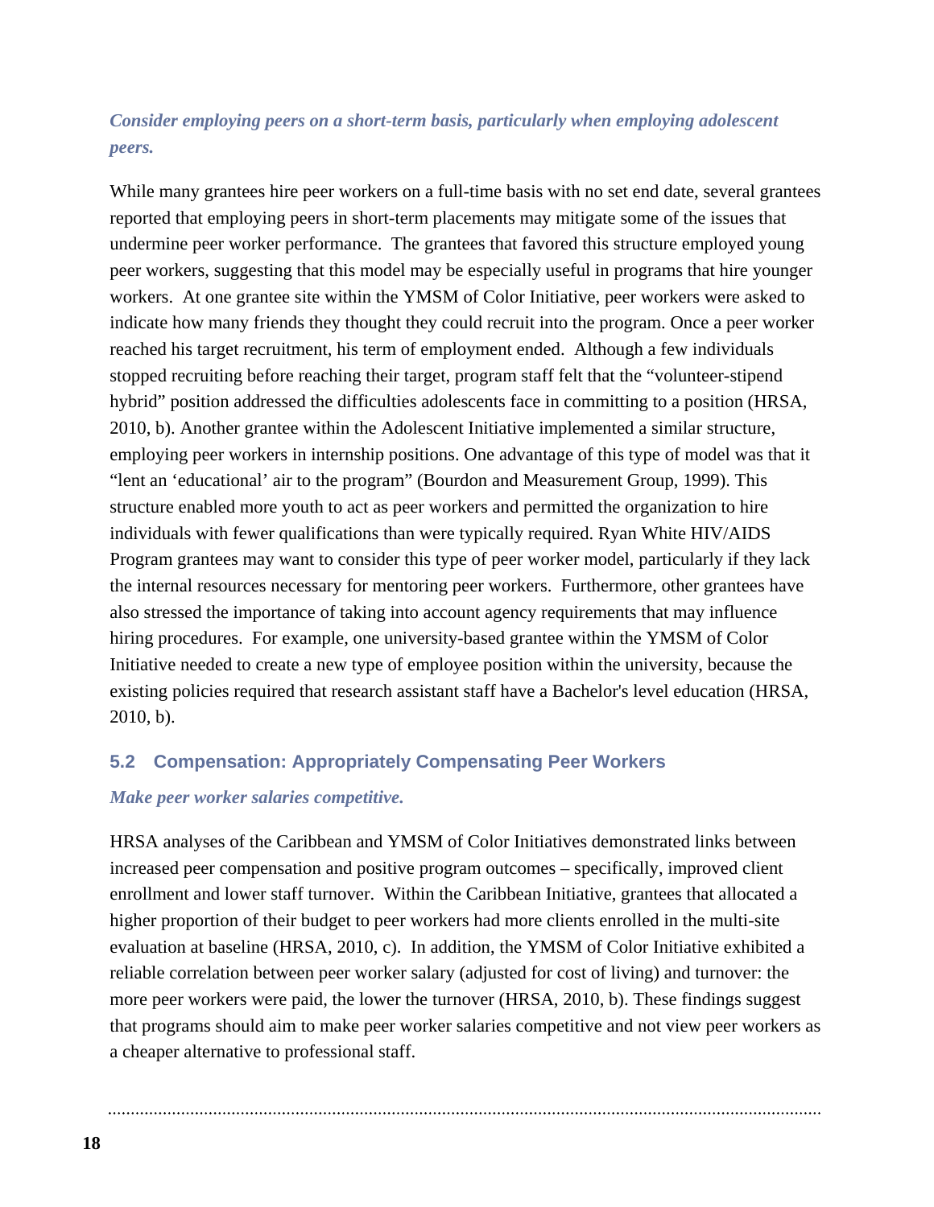*Consider employing peers on a short-term basis, particularly when employing adolescent peers.*

While many grantees hire peer workers on a full-time basis with no set end date, several grantees reported that employing peers in short-term placements may mitigate some of the issues that undermine peer worker performance. The grantees that favored this structure employed young peer workers, suggesting that this model may be especially useful in programs that hire younger workers. At one grantee site within the YMSM of Color Initiative, peer workers were asked to indicate how many friends they thought they could recruit into the program. Once a peer worker reached his target recruitment, his term of employment ended. Although a few individuals stopped recruiting before reaching their target, program staff felt that the "volunteer-stipend hybrid" position addressed the difficulties adolescents face in committing to a position (HRSA, 2010, b). Another grantee within the Adolescent Initiative implemented a similar structure, employing peer workers in internship positions. One advantage of this type of model was that it "lent an 'educational' air to the program" (Bourdon and Measurement Group, 1999). This structure enabled more youth to act as peer workers and permitted the organization to hire individuals with fewer qualifications than were typically required. Ryan White HIV/AIDS Program grantees may want to consider this type of peer worker model, particularly if they lack the internal resources necessary for mentoring peer workers. Furthermore, other grantees have also stressed the importance of taking into account agency requirements that may influence hiring procedures. For example, one university-based grantee within the YMSM of Color Initiative needed to create a new type of employee position within the university, because the existing policies required that research assistant staff have a Bachelor's level education (HRSA, 2010, b).

## 5.2 Compensation: Appropriately Compensating Peer Workers

*Make peer worker salaries competitive.*

HRSA analyses of the Caribbean and YMSM of Color Initiatives demonstrated links between increased peer compensation and positive program outcomes – specifically, improved client enrollment and lower staff turnover. Within the Caribbean Initiative, grantees that allocated a higher proportion of their budget to peer workers had more clients enrolled in the multi-site evaluation at baseline (HRSA, 2010, c). In addition, the YMSM of Color Initiative exhibited a reliable correlation between peer worker salary (adjusted for cost of living) and turnover: the more peer workers were paid, the lower the turnover (HRSA, 2010, b). These findings suggest that programs should aim to make peer worker salaries competitive and not view peer workers as a cheaper alternative to professional staff.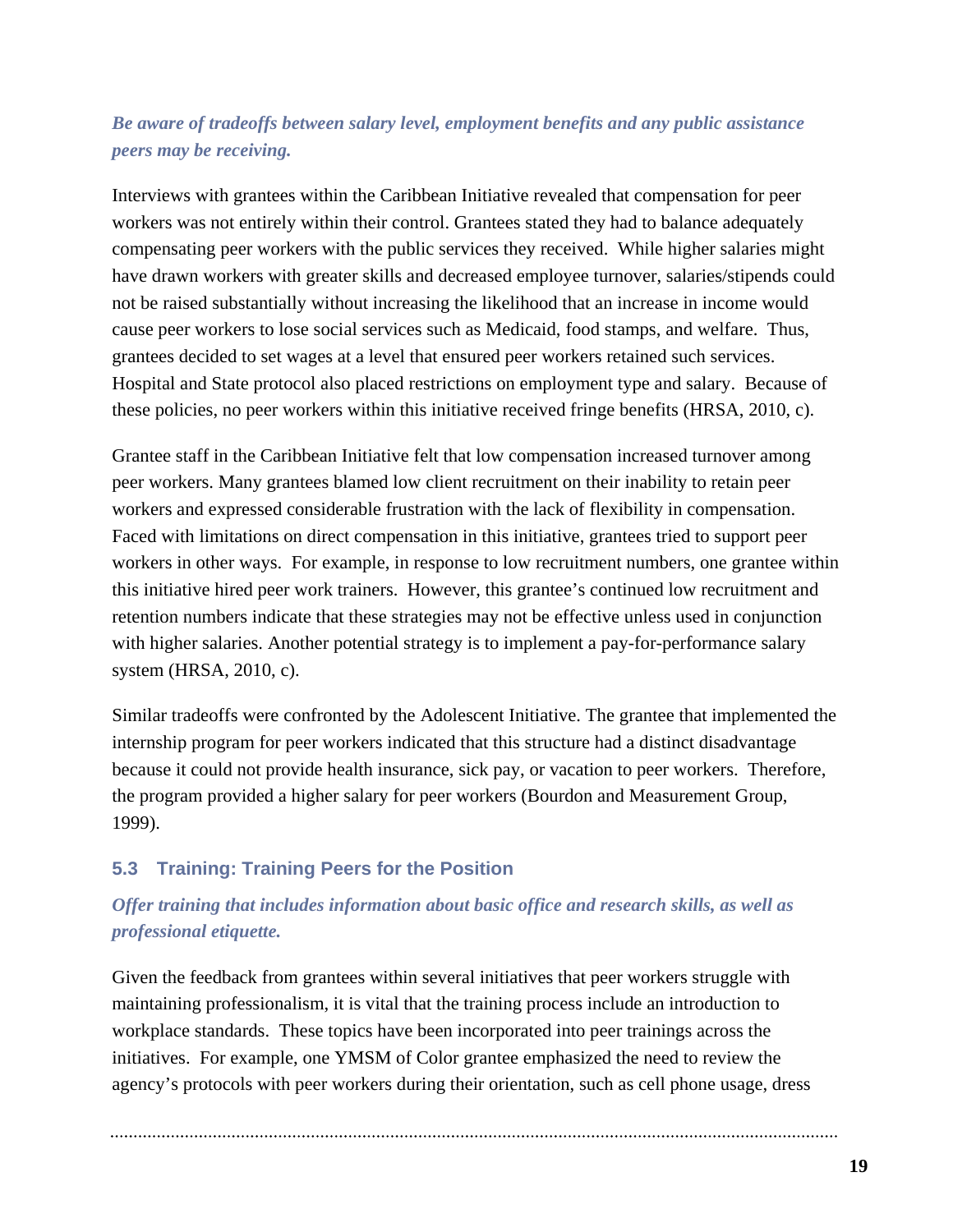*Be aware of tradeoffs between salary level, employment benefits and any public assistance peers may be receiving.*

Interviews with grantees within the Caribbean Initiative revealed that compensation for peer workers was not entirely within their control. Grantees stated they had to balance adequately compensating peer workers with the public services they received. While higher salaries might have drawn workers with greater skills and decreased employee turnover, salaries/stipends could not be raised substantially without increasing the likelihood that an increase in income would cause peer workers to lose social services such as Medicaid, food stamps, and welfare. Thus, grantees decided to set wages at a level that ensured peer workers retained such services. Hospital and State protocol also placed restrictions on employment type and salary. Because of these policies, no peer workers within this initiative received fringe benefits (HRSA, 2010, c).

Grantee staff in the Caribbean Initiative felt that low compensation increased turnover among peer workers. Many grantees blamed low client recruitment on their inability to retain peer workers and expressed considerable frustration with the lack of flexibility in compensation. Faced with limitations on direct compensation in this initiative, grantees tried to support peer workers in other ways. For example, in response to low recruitment numbers, one grantee within this initiative hired peer work trainers. However, this grantee's continued low recruitment and retention numbers indicate that these strategies may not be effective unless used in conjunction with higher salaries. Another potential strategy is to implement a pay-for-performance salary system (HRSA, 2010, c).

Similar tradeoffs were confronted by the Adolescent Initiative. The grantee that implemented the internship program for peer workers indicated that this structure had a distinct disadvantage because it could not provide health insurance, sick pay, or vacation to peer workers. Therefore, the program provided a higher salary for peer workers (Bourdon and Measurement Group, 1999).

### 5.3 Training: Training Peers for the Position

*Offer training that includes information about basic office and research skills, as well as professional etiquette.*

Given the feedback from grantees within several initiatives that peer workers struggle with maintaining professionalism, it is vital that the training process include an introduction to workplace standards. These topics have been incorporated into peer trainings across the initiatives. For example, one YMSM of Color grantee emphasized the need to review the agency's protocols with peer workers during their orientation, such as cell phone usage, dress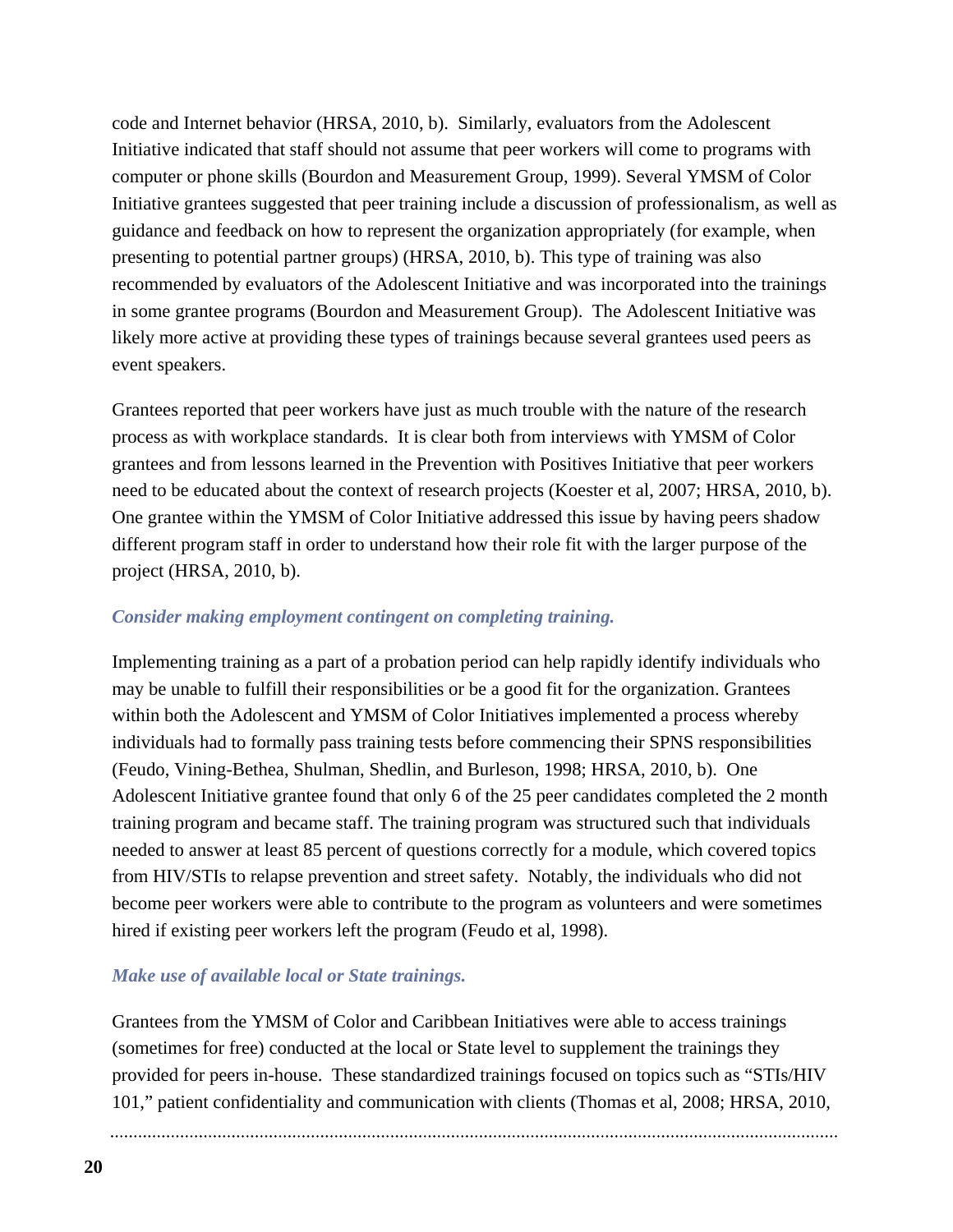code and Internet behavior (HRSA, 2010, b). Similarly, evaluators from the Adolescent Initiative indicated that staff should not assume that peer workers will come to programs with computer or phone skills (Bourdon and Measurement Group, 1999). Several YMSM of Color Initiative grantees suggested that peer training include a discussion of professionalism, as well as guidance and feedback on how to represent the organization appropriately (for example, when presenting to potential partner groups) (HRSA, 2010, b). This type of training was also recommended by evaluators of the Adolescent Initiative and was incorporated into the trainings in some grantee programs (Bourdon and Measurement Group). The Adolescent Initiative was likely more active at providing these types of trainings because several grantees used peers as event speakers.

Grantees reported that peer workers have just as much trouble with the nature of the research process as with workplace standards. It is clear both from interviews with YMSM of Color grantees and from lessons learned in the Prevention with Positives Initiative that peer workers need to be educated about the context of research projects (Koester et al, 2007; HRSA, 2010, b). One grantee within the YMSM of Color Initiative addressed this issue by having peers shadow different program staff in order to understand how their role fit with the larger purpose of the project (HRSA, 2010, b).

### *Consider making employment contingent on completing training.*

Implementing training as a part of a probation period can help rapidly identify individuals who may be unable to fulfill their responsibilities or be a good fit for the organization. Grantees within both the Adolescent and YMSM of Color Initiatives implemented a process whereby individuals had to formally pass training tests before commencing their SPNS responsibilities (Feudo, Vining-Bethea, Shulman, Shedlin, and Burleson, 1998; HRSA, 2010, b). One Adolescent Initiative grantee found that only 6 of the 25 peer candidates completed the 2 month training program and became staff. The training program was structured such that individuals needed to answer at least 85 percent of questions correctly for a module, which covered topics from HIV/STIs to relapse prevention and street safety. Notably, the individuals who did not become peer workers were able to contribute to the program as volunteers and were sometimes hired if existing peer workers left the program (Feudo et al, 1998).

### *Make use of available local or State trainings.*

Grantees from the YMSM of Color and Caribbean Initiatives were able to access trainings (sometimes for free) conducted at the local or State level to supplement the trainings they provided for peers in-house. These standardized trainings focused on topics such as "STIs/HIV 101," patient confidentiality and communication with clients (Thomas et al, 2008; HRSA, 2010,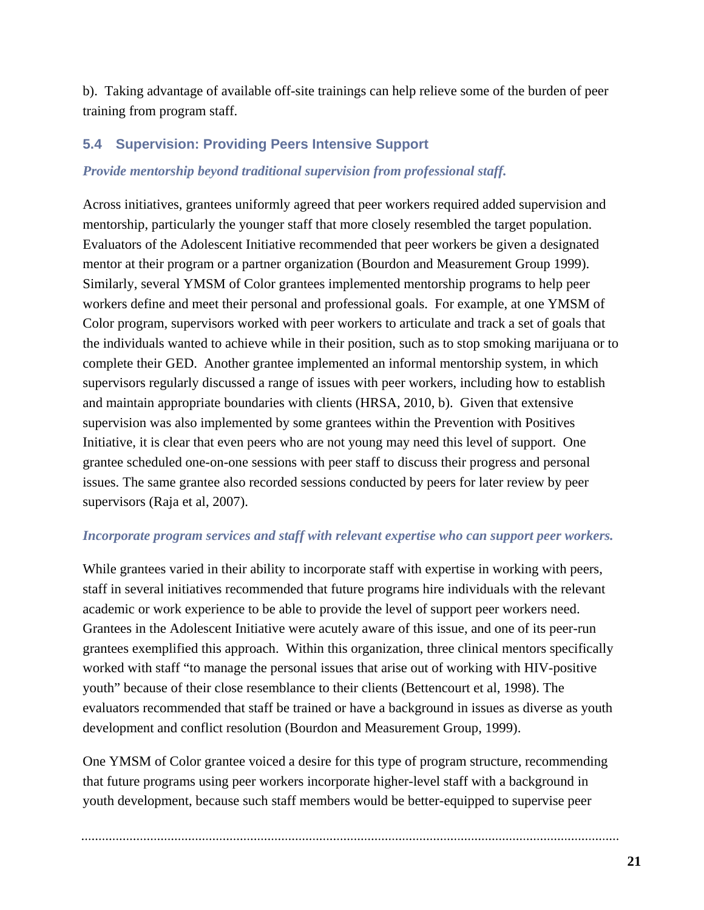b). Taking advantage of available off-site trainings can help relieve some of the burden of peer training from program staff.

### 5.4 Supervision: Providing Peers Intensive Support

***Provide mentorship beyond traditional supervision from professional staff.***

Across initiatives, grantees uniformly agreed that peer workers required added supervision and mentorship, particularly the younger staff that more closely resembled the target population. Evaluators of the Adolescent Initiative recommended that peer workers be given a designated mentor at their program or a partner organization (Bourdon and Measurement Group 1999). Similarly, several YMSM of Color grantees implemented mentorship programs to help peer workers define and meet their personal and professional goals. For example, at one YMSM of Color program, supervisors worked with peer workers to articulate and track a set of goals that the individuals wanted to achieve while in their position, such as to stop smoking marijuana or to complete their GED. Another grantee implemented an informal mentorship system, in which supervisors regularly discussed a range of issues with peer workers, including how to establish and maintain appropriate boundaries with clients (HRSA, 2010, b). Given that extensive supervision was also implemented by some grantees within the Prevention with Positives Initiative, it is clear that even peers who are not young may need this level of support. One grantee scheduled one-on-one sessions with peer staff to discuss their progress and personal issues. The same grantee also recorded sessions conducted by peers for later review by peer supervisors (Raja et al, 2007).

***Incorporate program services and staff with relevant expertise who can support peer workers.***

While grantees varied in their ability to incorporate staff with expertise in working with peers, staff in several initiatives recommended that future programs hire individuals with the relevant academic or work experience to be able to provide the level of support peer workers need. Grantees in the Adolescent Initiative were acutely aware of this issue, and one of its peer-run grantees exemplified this approach. Within this organization, three clinical mentors specifically worked with staff "to manage the personal issues that arise out of working with HIV-positive youth" because of their close resemblance to their clients (Bettencourt et al, 1998). The evaluators recommended that staff be trained or have a background in issues as diverse as youth development and conflict resolution (Bourdon and Measurement Group, 1999).

One YMSM of Color grantee voiced a desire for this type of program structure, recommending that future programs using peer workers incorporate higher-level staff with a background in youth development, because such staff members would be better-equipped to supervise peer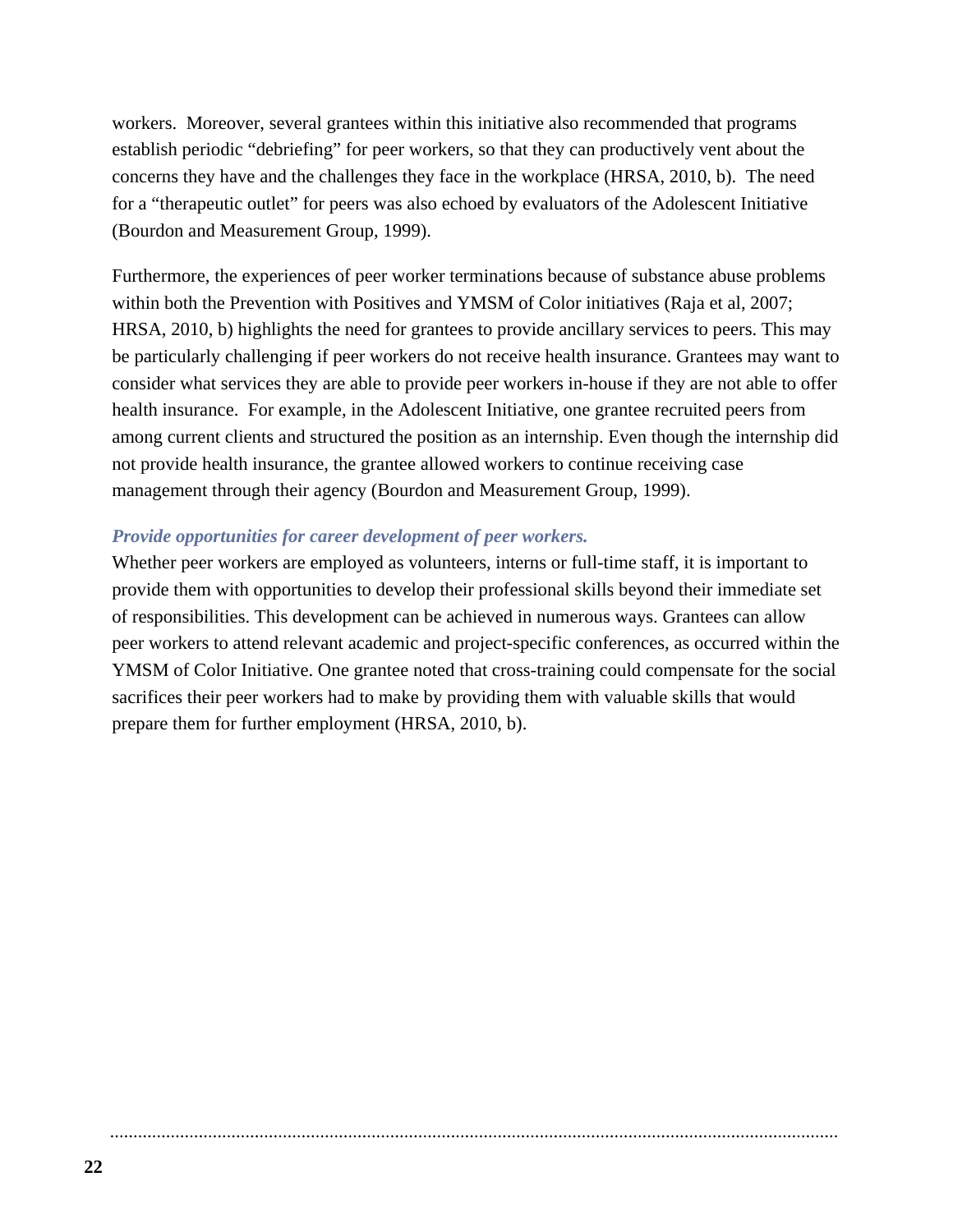workers. Moreover, several grantees within this initiative also recommended that programs establish periodic "debriefing" for peer workers, so that they can productively vent about the concerns they have and the challenges they face in the workplace (HRSA, 2010, b). The need for a "therapeutic outlet" for peers was also echoed by evaluators of the Adolescent Initiative (Bourdon and Measurement Group, 1999).

Furthermore, the experiences of peer worker terminations because of substance abuse problems within both the Prevention with Positives and YMSM of Color initiatives (Raja et al, 2007; HRSA, 2010, b) highlights the need for grantees to provide ancillary services to peers. This may be particularly challenging if peer workers do not receive health insurance. Grantees may want to consider what services they are able to provide peer workers in-house if they are not able to offer health insurance. For example, in the Adolescent Initiative, one grantee recruited peers from among current clients and structured the position as an internship. Even though the internship did not provide health insurance, the grantee allowed workers to continue receiving case management through their agency (Bourdon and Measurement Group, 1999).

***Provide opportunities for career development of peer workers.***

Whether peer workers are employed as volunteers, interns or full-time staff, it is important to provide them with opportunities to develop their professional skills beyond their immediate set of responsibilities. This development can be achieved in numerous ways. Grantees can allow peer workers to attend relevant academic and project-specific conferences, as occurred within the YMSM of Color Initiative. One grantee noted that cross-training could compensate for the social sacrifices their peer workers had to make by providing them with valuable skills that would prepare them for further employment (HRSA, 2010, b).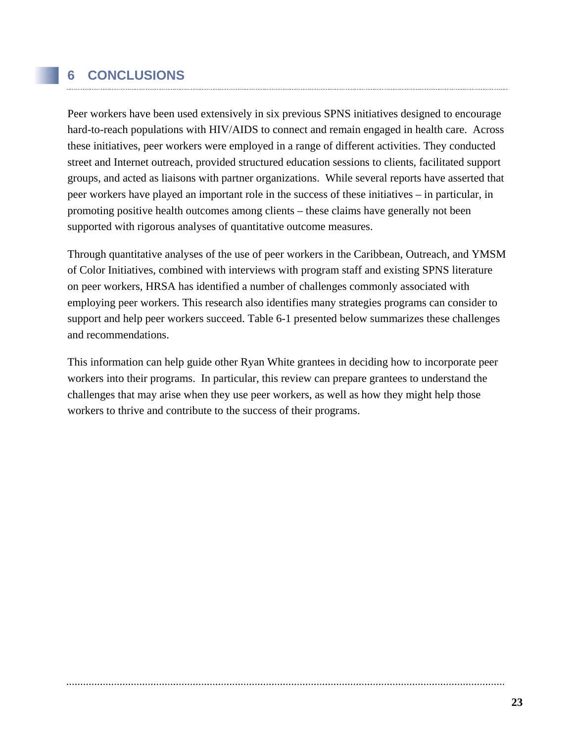# 6 CONCLUSIONS

Peer workers have been used extensively in six previous SPNS initiatives designed to encourage hard-to-reach populations with HIV/AIDS to connect and remain engaged in health care. Across these initiatives, peer workers were employed in a range of different activities. They conducted street and Internet outreach, provided structured education sessions to clients, facilitated support groups, and acted as liaisons with partner organizations. While several reports have asserted that peer workers have played an important role in the success of these initiatives – in particular, in promoting positive health outcomes among clients – these claims have generally not been supported with rigorous analyses of quantitative outcome measures.

Through quantitative analyses of the use of peer workers in the Caribbean, Outreach, and YMSM of Color Initiatives, combined with interviews with program staff and existing SPNS literature on peer workers, HRSA has identified a number of challenges commonly associated with employing peer workers. This research also identifies many strategies programs can consider to support and help peer workers succeed. Table 6-1 presented below summarizes these challenges and recommendations.

This information can help guide other Ryan White grantees in deciding how to incorporate peer workers into their programs. In particular, this review can prepare grantees to understand the challenges that may arise when they use peer workers, as well as how they might help those workers to thrive and contribute to the success of their programs.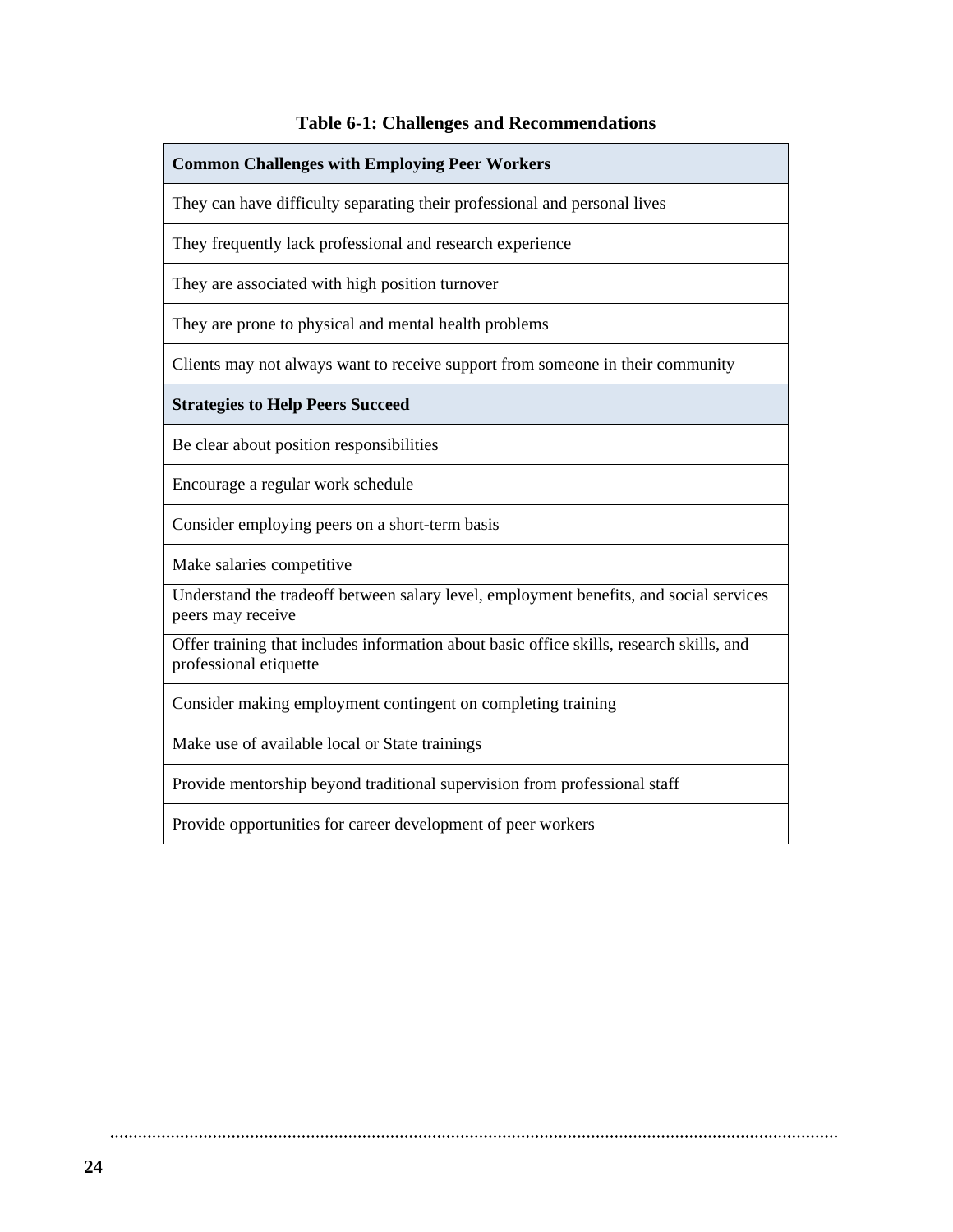**Table 6-1: Challenges and Recommendations**

| **Common Challenges with Employing Peer Workers** |
|---|
| They can have difficulty separating their professional and personal lives |
| They frequently lack professional and research experience |
| They are associated with high position turnover |
| They are prone to physical and mental health problems |
| Clients may not always want to receive support from someone in their community |
| **Strategies to Help Peers Succeed** |
| Be clear about position responsibilities |
| Encourage a regular work schedule |
| Consider employing peers on a short-term basis |
| Make salaries competitive |
| Understand the tradeoff between salary level, employment benefits, and social services peers may receive |
| Offer training that includes information about basic office skills, research skills, and professional etiquette |
| Consider making employment contingent on completing training |
| Make use of available local or State trainings |
| Provide mentorship beyond traditional supervision from professional staff |
| Provide opportunities for career development of peer workers |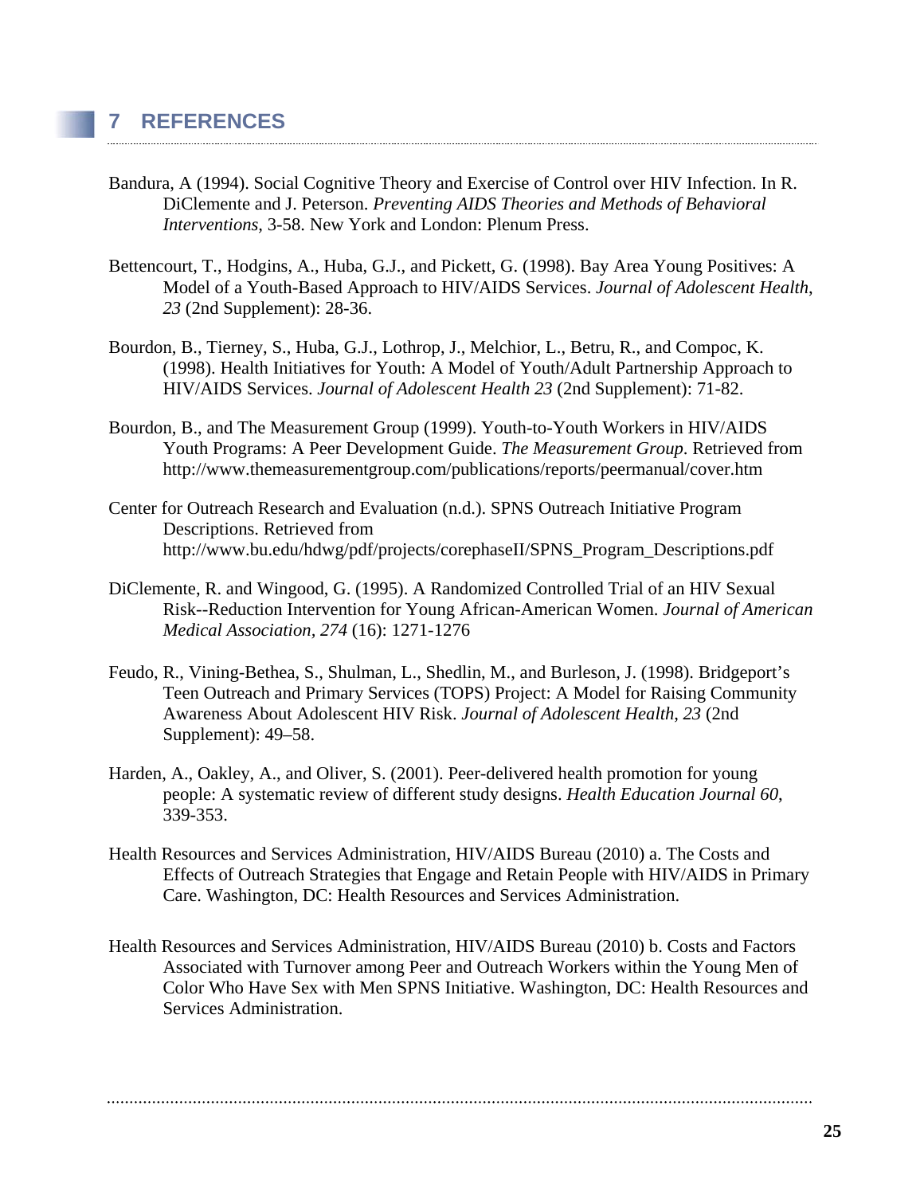# 7 REFERENCES

Bandura, A (1994). Social Cognitive Theory and Exercise of Control over HIV Infection. In R. DiClemente and J. Peterson. *Preventing AIDS Theories and Methods of Behavioral Interventions,* 3-58. New York and London: Plenum Press.

Bettencourt, T., Hodgins, A., Huba, G.J., and Pickett, G. (1998). Bay Area Young Positives: A Model of a Youth-Based Approach to HIV/AIDS Services. *Journal of Adolescent Health, 23* (2nd Supplement): 28-36.

Bourdon, B., Tierney, S., Huba, G.J., Lothrop, J., Melchior, L., Betru, R., and Compoc, K. (1998). Health Initiatives for Youth: A Model of Youth/Adult Partnership Approach to HIV/AIDS Services. *Journal of Adolescent Health 23* (2nd Supplement): 71-82.

Bourdon, B., and The Measurement Group (1999). Youth-to-Youth Workers in HIV/AIDS Youth Programs: A Peer Development Guide. *The Measurement Group*. Retrieved from http://www.themeasurementgroup.com/publications/reports/peermanual/cover.htm

Center for Outreach Research and Evaluation (n.d.). SPNS Outreach Initiative Program Descriptions. Retrieved from http://www.bu.edu/hdwg/pdf/projects/corephaseII/SPNS_Program_Descriptions.pdf

DiClemente, R. and Wingood, G. (1995). A Randomized Controlled Trial of an HIV Sexual Risk--Reduction Intervention for Young African-American Women. *Journal of American Medical Association, 274* (16): 1271-1276

Feudo, R., Vining-Bethea, S., Shulman, L., Shedlin, M., and Burleson, J. (1998). Bridgeport's Teen Outreach and Primary Services (TOPS) Project: A Model for Raising Community Awareness About Adolescent HIV Risk. *Journal of Adolescent Health*, *23* (2nd Supplement): 49–58.

Harden, A., Oakley, A., and Oliver, S. (2001). Peer-delivered health promotion for young people: A systematic review of different study designs. *Health Education Journal 60*, 339-353.

Health Resources and Services Administration, HIV/AIDS Bureau (2010) a. The Costs and Effects of Outreach Strategies that Engage and Retain People with HIV/AIDS in Primary Care. Washington, DC: Health Resources and Services Administration.

Health Resources and Services Administration, HIV/AIDS Bureau (2010) b. Costs and Factors Associated with Turnover among Peer and Outreach Workers within the Young Men of Color Who Have Sex with Men SPNS Initiative. Washington, DC: Health Resources and Services Administration.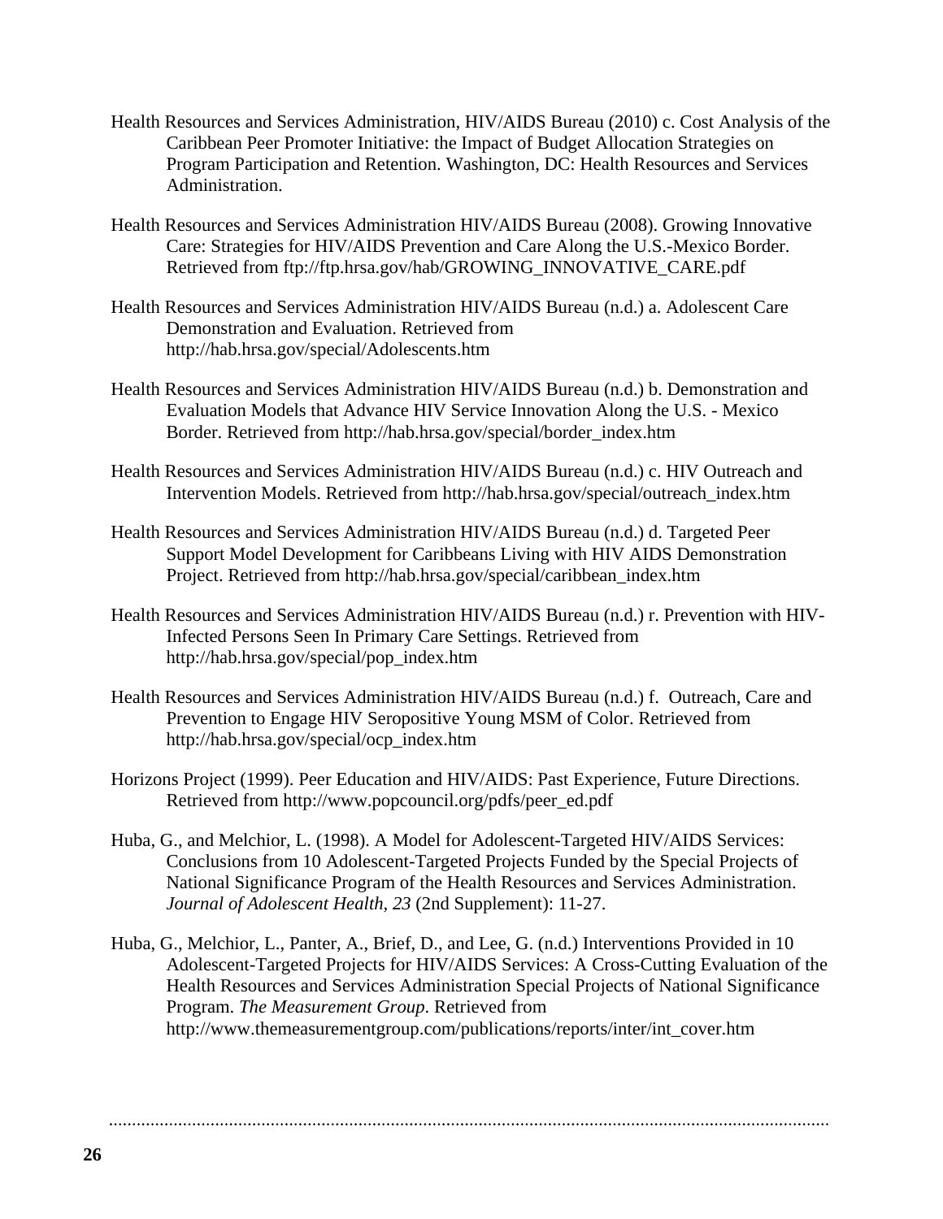Health Resources and Services Administration, HIV/AIDS Bureau (2010) c. Cost Analysis of the Caribbean Peer Promoter Initiative: the Impact of Budget Allocation Strategies on Program Participation and Retention. Washington, DC: Health Resources and Services Administration.

Health Resources and Services Administration HIV/AIDS Bureau (2008). Growing Innovative Care: Strategies for HIV/AIDS Prevention and Care Along the U.S.-Mexico Border. Retrieved from ftp://ftp.hrsa.gov/hab/GROWING_INNOVATIVE_CARE.pdf

Health Resources and Services Administration HIV/AIDS Bureau (n.d.) a. Adolescent Care Demonstration and Evaluation. Retrieved from http://hab.hrsa.gov/special/Adolescents.htm

Health Resources and Services Administration HIV/AIDS Bureau (n.d.) b. Demonstration and Evaluation Models that Advance HIV Service Innovation Along the U.S. - Mexico Border. Retrieved from http://hab.hrsa.gov/special/border_index.htm

Health Resources and Services Administration HIV/AIDS Bureau (n.d.) c. HIV Outreach and Intervention Models. Retrieved from http://hab.hrsa.gov/special/outreach_index.htm

Health Resources and Services Administration HIV/AIDS Bureau (n.d.) d. Targeted Peer Support Model Development for Caribbeans Living with HIV AIDS Demonstration Project. Retrieved from http://hab.hrsa.gov/special/caribbean_index.htm

Health Resources and Services Administration HIV/AIDS Bureau (n.d.) r. Prevention with HIV-Infected Persons Seen In Primary Care Settings. Retrieved from http://hab.hrsa.gov/special/pop_index.htm

Health Resources and Services Administration HIV/AIDS Bureau (n.d.) f. Outreach, Care and Prevention to Engage HIV Seropositive Young MSM of Color. Retrieved from http://hab.hrsa.gov/special/ocp_index.htm

Horizons Project (1999). Peer Education and HIV/AIDS: Past Experience, Future Directions. Retrieved from http://www.popcouncil.org/pdfs/peer_ed.pdf

Huba, G., and Melchior, L. (1998). A Model for Adolescent-Targeted HIV/AIDS Services: Conclusions from 10 Adolescent-Targeted Projects Funded by the Special Projects of National Significance Program of the Health Resources and Services Administration. *Journal of Adolescent Health, 23* (2nd Supplement): 11-27.

Huba, G., Melchior, L., Panter, A., Brief, D., and Lee, G. (n.d.) Interventions Provided in 10 Adolescent-Targeted Projects for HIV/AIDS Services: A Cross-Cutting Evaluation of the Health Resources and Services Administration Special Projects of National Significance Program. *The Measurement Group*. Retrieved from http://www.themeasurementgroup.com/publications/reports/inter/int_cover.htm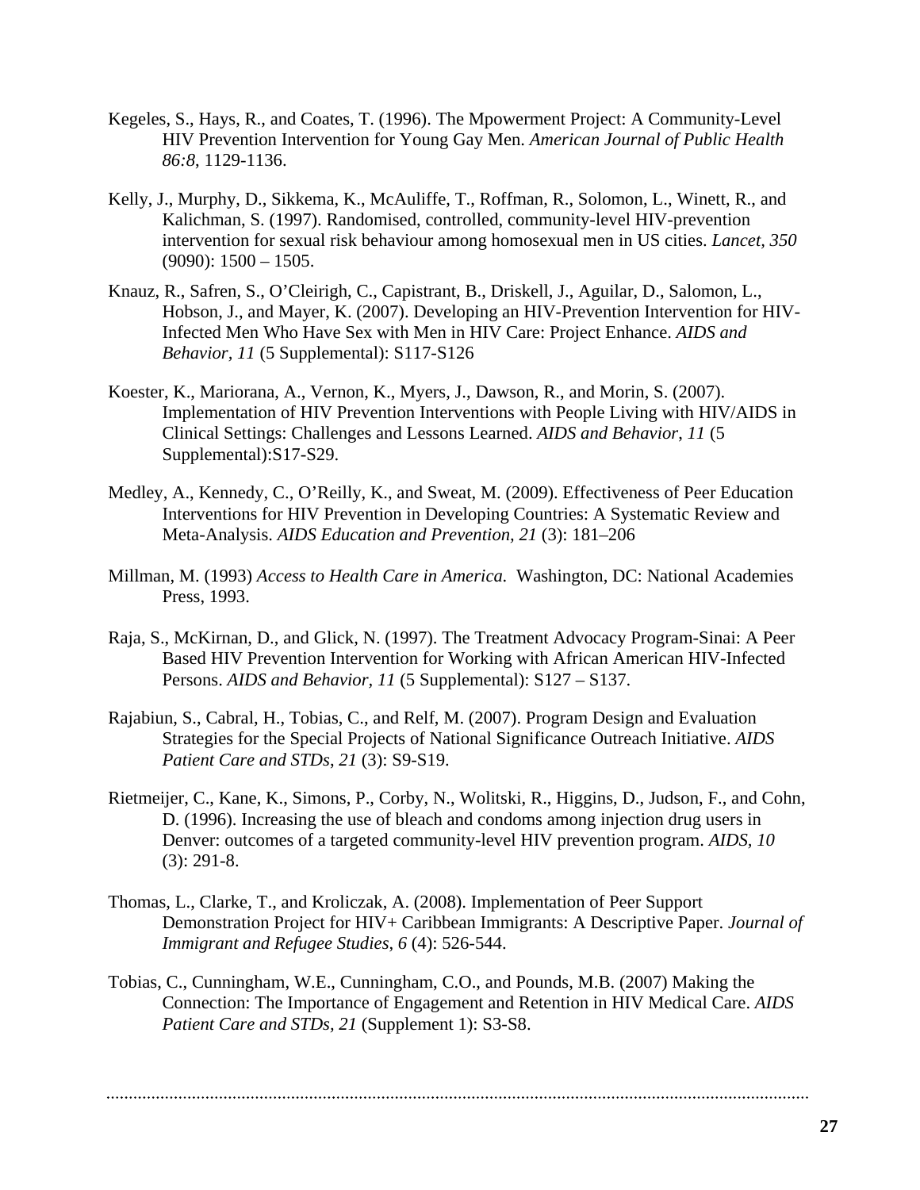Kegeles, S., Hays, R., and Coates, T. (1996). The Mpowerment Project: A Community-Level HIV Prevention Intervention for Young Gay Men. *American Journal of Public Health 86:8*, 1129-1136.

Kelly, J., Murphy, D., Sikkema, K., McAuliffe, T., Roffman, R., Solomon, L., Winett, R., and Kalichman, S. (1997). Randomised, controlled, community-level HIV-prevention intervention for sexual risk behaviour among homosexual men in US cities. *Lancet, 350* (9090): 1500 – 1505.

Knauz, R., Safren, S., O'Cleirigh, C., Capistrant, B., Driskell, J., Aguilar, D., Salomon, L., Hobson, J., and Mayer, K. (2007). Developing an HIV-Prevention Intervention for HIV-Infected Men Who Have Sex with Men in HIV Care: Project Enhance. *AIDS and Behavior, 11* (5 Supplemental): S117-S126

Koester, K., Mariorana, A., Vernon, K., Myers, J., Dawson, R., and Morin, S. (2007). Implementation of HIV Prevention Interventions with People Living with HIV/AIDS in Clinical Settings: Challenges and Lessons Learned. *AIDS and Behavior*, *11* (5 Supplemental):S17-S29.

Medley, A., Kennedy, C., O'Reilly, K., and Sweat, M. (2009). Effectiveness of Peer Education Interventions for HIV Prevention in Developing Countries: A Systematic Review and Meta-Analysis. *AIDS Education and Prevention, 21* (3): 181–206

Millman, M. (1993) *Access to Health Care in America.* Washington, DC: National Academies Press, 1993.

Raja, S., McKirnan, D., and Glick, N. (1997). The Treatment Advocacy Program-Sinai: A Peer Based HIV Prevention Intervention for Working with African American HIV-Infected Persons. *AIDS and Behavior*, *11* (5 Supplemental): S127 – S137.

Rajabiun, S., Cabral, H., Tobias, C., and Relf, M. (2007). Program Design and Evaluation Strategies for the Special Projects of National Significance Outreach Initiative. *AIDS Patient Care and STDs*, *21* (3): S9-S19.

Rietmeijer, C., Kane, K., Simons, P., Corby, N., Wolitski, R., Higgins, D., Judson, F., and Cohn, D. (1996). Increasing the use of bleach and condoms among injection drug users in Denver: outcomes of a targeted community-level HIV prevention program. *AIDS, 10* (3): 291-8.

Thomas, L., Clarke, T., and Kroliczak, A. (2008). Implementation of Peer Support Demonstration Project for HIV+ Caribbean Immigrants: A Descriptive Paper. *Journal of Immigrant and Refugee Studies*, *6* (4): 526-544.

Tobias, C., Cunningham, W.E., Cunningham, C.O., and Pounds, M.B. (2007) Making the Connection: The Importance of Engagement and Retention in HIV Medical Care. *AIDS Patient Care and STDs, 21* (Supplement 1): S3-S8.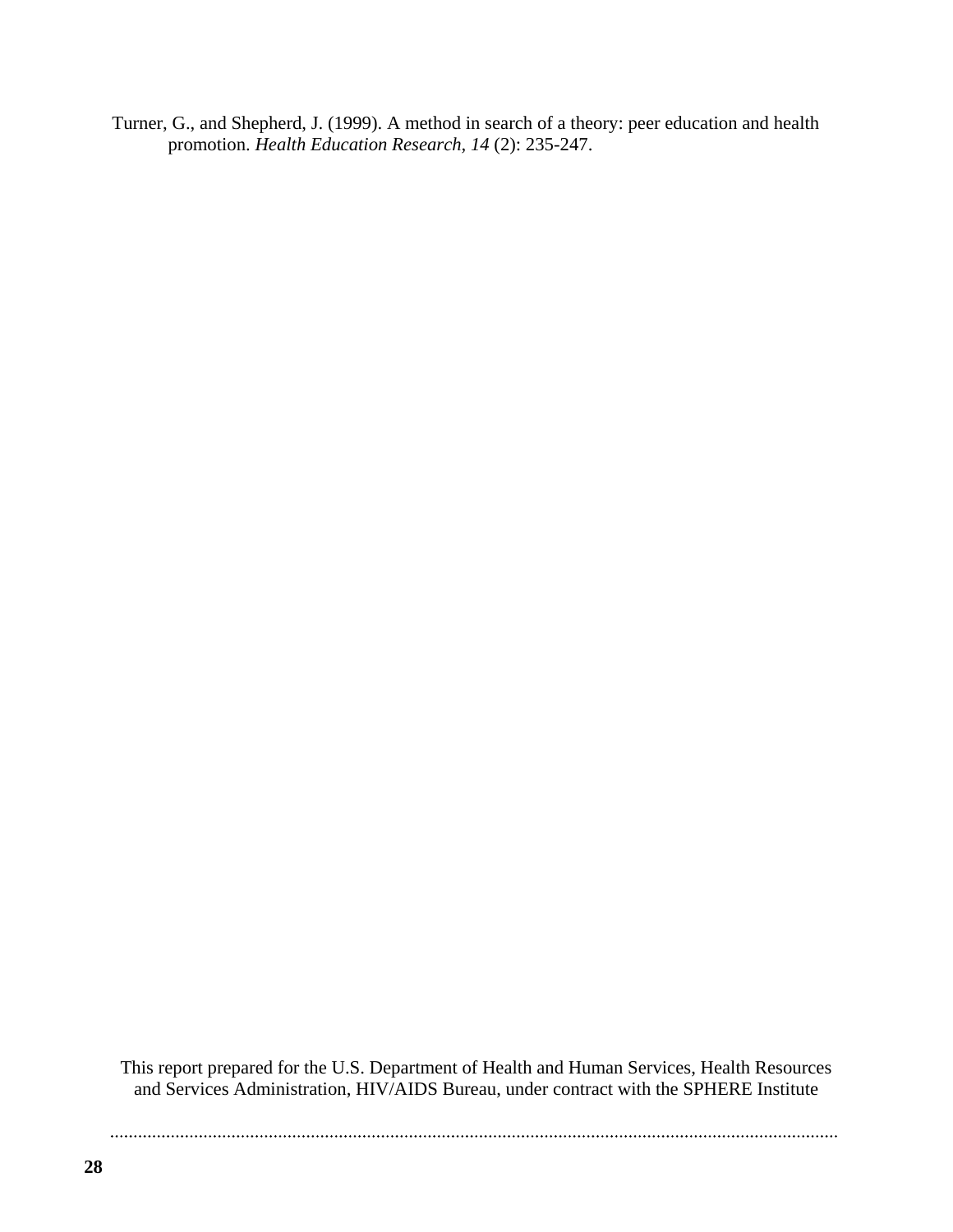Turner, G., and Shepherd, J. (1999). A method in search of a theory: peer education and health promotion. *Health Education Research, 14* (2): 235-247.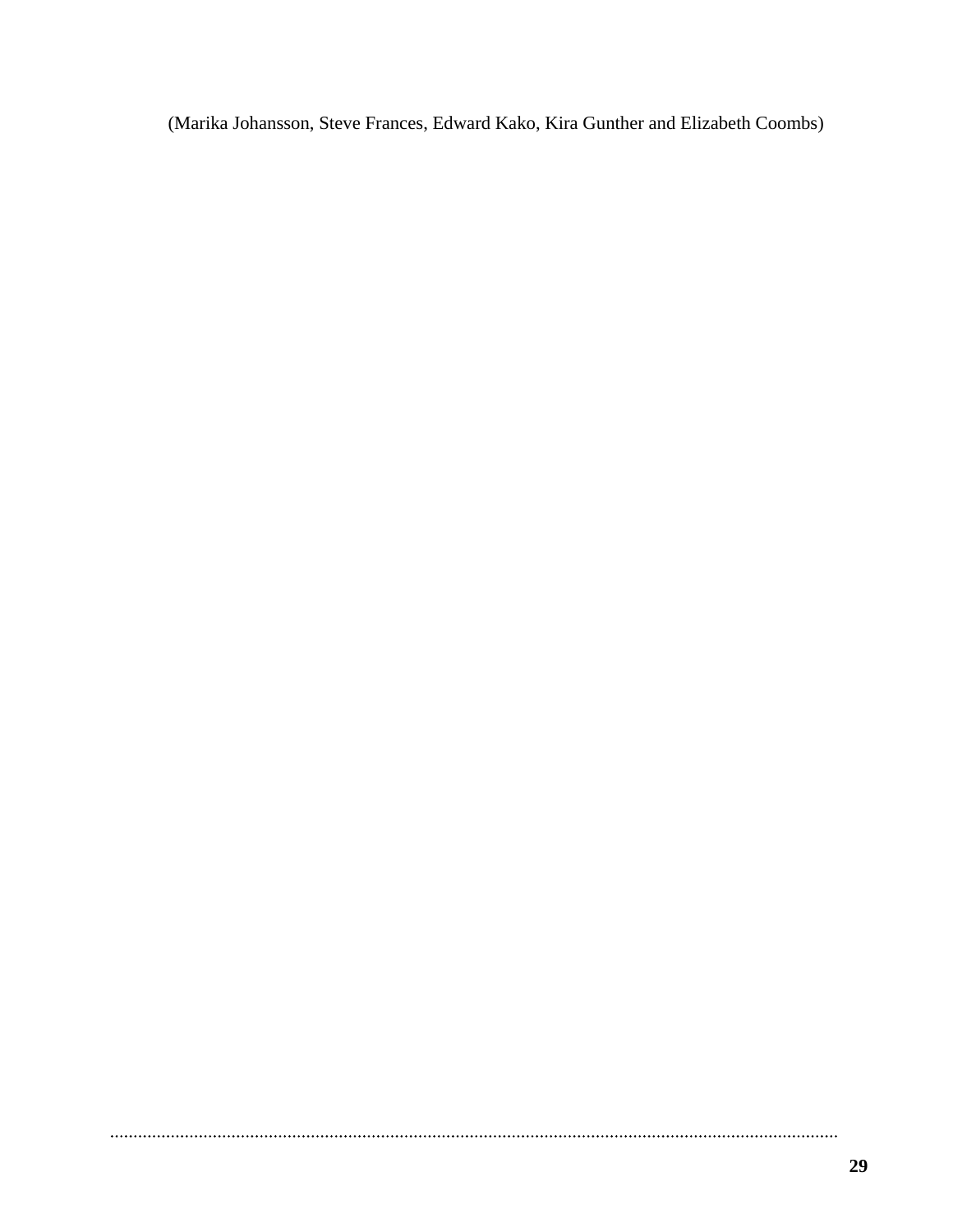(Marika Johansson, Steve Frances, Edward Kako, Kira Gunther and Elizabeth Coombs)